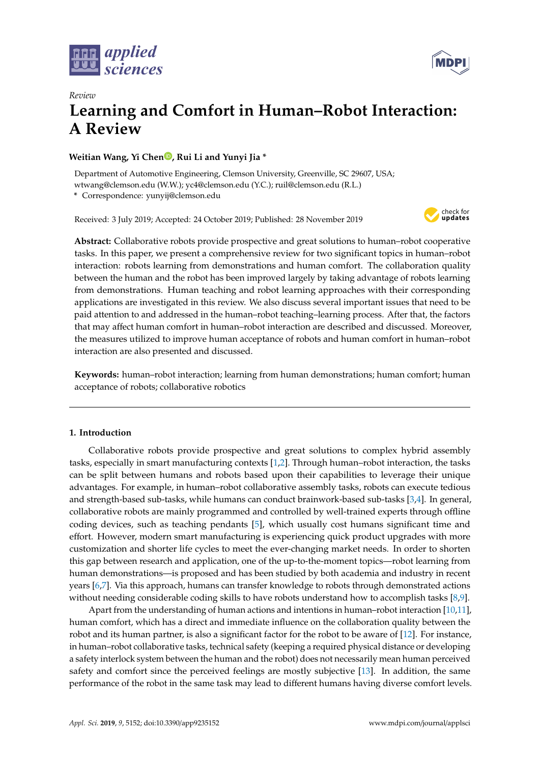*Review*

# Learning and Comfort in Human–Robot Interaction: A Review

**Weitian Wang, Yi Chen, Rui Li and Yunyi Jia ***

Department of Automotive Engineering, Clemson University, Greenville, SC 29607, USA; wtwang@clemson.edu (W.W.); yc4@clemson.edu (Y.C.); ruil@clemson.edu (R.L.)
* Correspondence: yunyij@clemson.edu

Received: 3 July 2019; Accepted: 24 October 2019; Published: 28 November 2019

**Abstract:** Collaborative robots provide prospective and great solutions to human–robot cooperative tasks. In this paper, we present a comprehensive review for two significant topics in human–robot interaction: robots learning from demonstrations and human comfort. The collaboration quality between the human and the robot has been improved largely by taking advantage of robots learning from demonstrations. Human teaching and robot learning approaches with their corresponding applications are investigated in this review. We also discuss several important issues that need to be paid attention to and addressed in the human–robot teaching–learning process. After that, the factors that may affect human comfort in human–robot interaction are described and discussed. Moreover, the measures utilized to improve human acceptance of robots and human comfort in human–robot interaction are also presented and discussed.

**Keywords:** human–robot interaction; learning from human demonstrations; human comfort; human acceptance of robots; collaborative robotics

## 1. Introduction

Collaborative robots provide prospective and great solutions to complex hybrid assembly tasks, especially in smart manufacturing contexts [1,2]. Through human–robot interaction, the tasks can be split between humans and robots based upon their capabilities to leverage their unique advantages. For example, in human–robot collaborative assembly tasks, robots can execute tedious and strength-based sub-tasks, while humans can conduct brainwork-based sub-tasks [3,4]. In general, collaborative robots are mainly programmed and controlled by well-trained experts through offline coding devices, such as teaching pendants [5], which usually cost humans significant time and effort. However, modern smart manufacturing is experiencing quick product upgrades with more customization and shorter life cycles to meet the ever-changing market needs. In order to shorten this gap between research and application, one of the up-to-the-moment topics—robot learning from human demonstrations—is proposed and has been studied by both academia and industry in recent years [6,7]. Via this approach, humans can transfer knowledge to robots through demonstrated actions without needing considerable coding skills to have robots understand how to accomplish tasks [8,9].

Apart from the understanding of human actions and intentions in human–robot interaction [10,11], human comfort, which has a direct and immediate influence on the collaboration quality between the robot and its human partner, is also a significant factor for the robot to be aware of [12]. For instance, in human–robot collaborative tasks, technical safety (keeping a required physical distance or developing a safety interlock system between the human and the robot) does not necessarily mean human perceived safety and comfort since the perceived feelings are mostly subjective [13]. In addition, the same performance of the robot in the same task may lead to different humans having diverse comfort levels.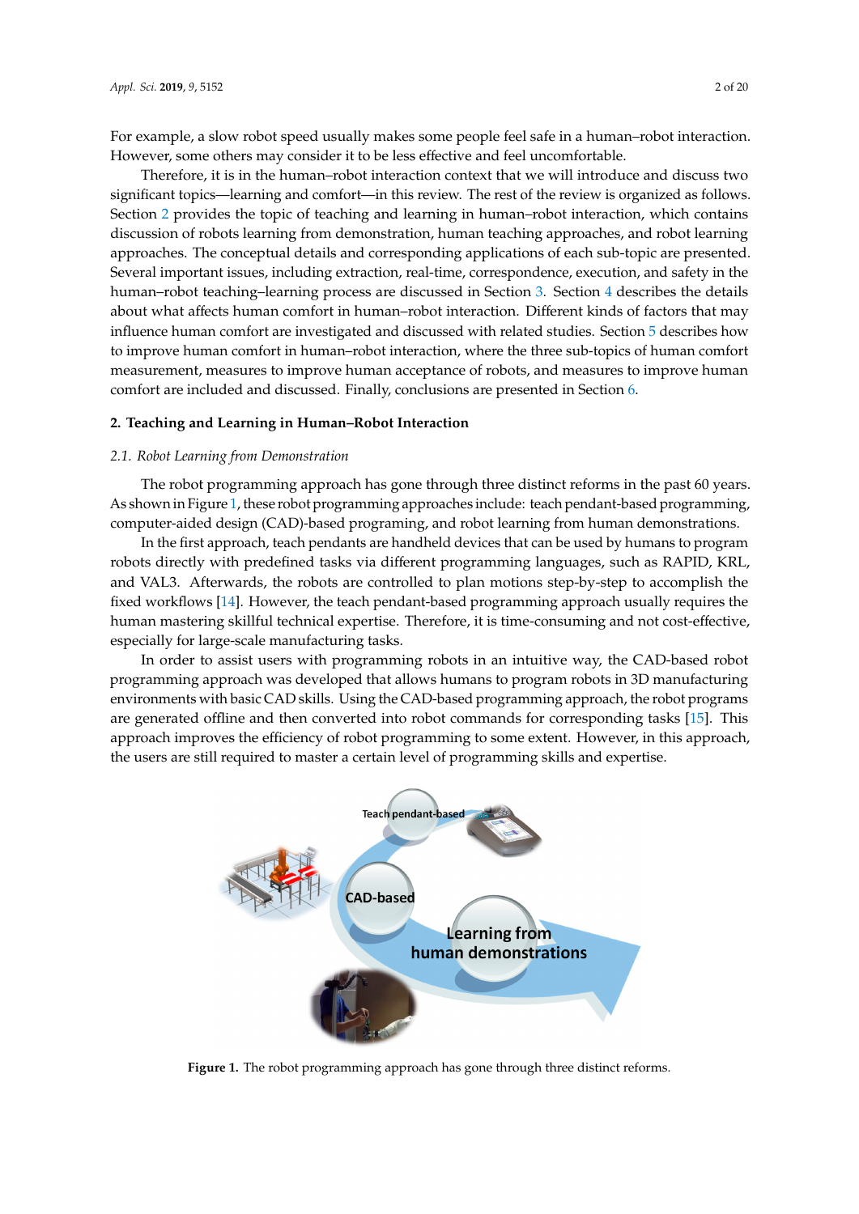For example, a slow robot speed usually makes some people feel safe in a human–robot interaction. However, some others may consider it to be less effective and feel uncomfortable.

Therefore, it is in the human–robot interaction context that we will introduce and discuss two significant topics—learning and comfort—in this review. The rest of the review is organized as follows. Section 2 provides the topic of teaching and learning in human–robot interaction, which contains discussion of robots learning from demonstration, human teaching approaches, and robot learning approaches. The conceptual details and corresponding applications of each sub-topic are presented. Several important issues, including extraction, real-time, correspondence, execution, and safety in the human–robot teaching–learning process are discussed in Section 3. Section 4 describes the details about what affects human comfort in human–robot interaction. Different kinds of factors that may influence human comfort are investigated and discussed with related studies. Section 5 describes how to improve human comfort in human–robot interaction, where the three sub-topics of human comfort measurement, measures to improve human acceptance of robots, and measures to improve human comfort are included and discussed. Finally, conclusions are presented in Section 6.

## 2. Teaching and Learning in Human–Robot Interaction

### *2.1. Robot Learning from Demonstration*

The robot programming approach has gone through three distinct reforms in the past 60 years. As shown in Figure 1, these robot programming approaches include: teach pendant-based programming, computer-aided design (CAD)-based programing, and robot learning from human demonstrations.

In the first approach, teach pendants are handheld devices that can be used by humans to program robots directly with predefined tasks via different programming languages, such as RAPID, KRL, and VAL3. Afterwards, the robots are controlled to plan motions step-by-step to accomplish the fixed workflows [14]. However, the teach pendant-based programming approach usually requires the human mastering skillful technical expertise. Therefore, it is time-consuming and not cost-effective, especially for large-scale manufacturing tasks.

In order to assist users with programming robots in an intuitive way, the CAD-based robot programming approach was developed that allows humans to program robots in 3D manufacturing environments with basic CAD skills. Using the CAD-based programming approach, the robot programs are generated offline and then converted into robot commands for corresponding tasks [15]. This approach improves the efficiency of robot programming to some extent. However, in this approach, the users are still required to master a certain level of programming skills and expertise.

Teach pendant-based

CAD-based

Learning from human demonstrations

**Figure 1.** The robot programming approach has gone through three distinct reforms.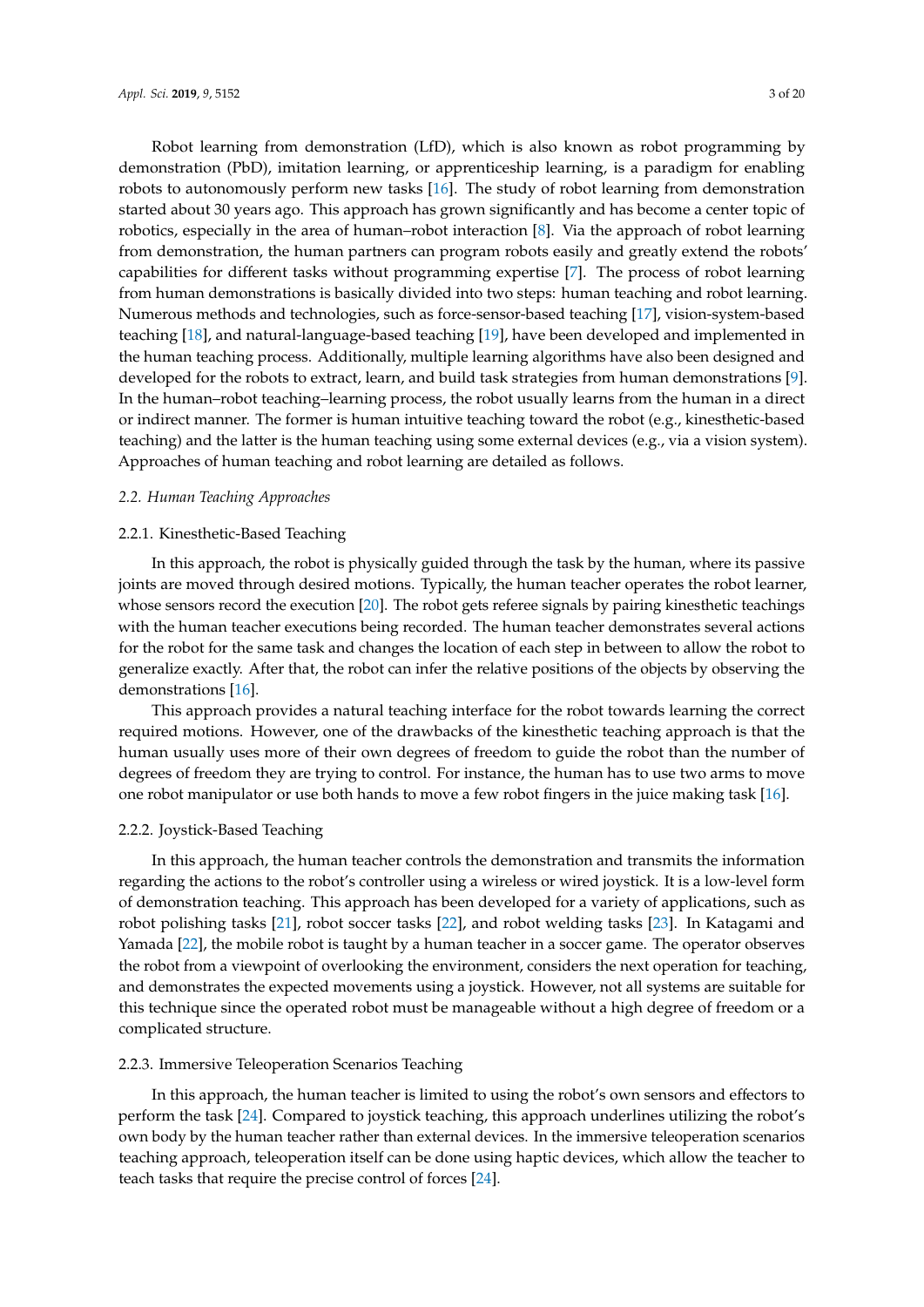Robot learning from demonstration (LfD), which is also known as robot programming by demonstration (PbD), imitation learning, or apprenticeship learning, is a paradigm for enabling robots to autonomously perform new tasks [16]. The study of robot learning from demonstration started about 30 years ago. This approach has grown significantly and has become a center topic of robotics, especially in the area of human–robot interaction [8]. Via the approach of robot learning from demonstration, the human partners can program robots easily and greatly extend the robots' capabilities for different tasks without programming expertise [7]. The process of robot learning from human demonstrations is basically divided into two steps: human teaching and robot learning. Numerous methods and technologies, such as force-sensor-based teaching [17], vision-system-based teaching [18], and natural-language-based teaching [19], have been developed and implemented in the human teaching process. Additionally, multiple learning algorithms have also been designed and developed for the robots to extract, learn, and build task strategies from human demonstrations [9]. In the human–robot teaching–learning process, the robot usually learns from the human in a direct or indirect manner. The former is human intuitive teaching toward the robot (e.g., kinesthetic-based teaching) and the latter is the human teaching using some external devices (e.g., via a vision system). Approaches of human teaching and robot learning are detailed as follows.

## *2.2. Human Teaching Approaches*

### 2.2.1. Kinesthetic-Based Teaching

In this approach, the robot is physically guided through the task by the human, where its passive joints are moved through desired motions. Typically, the human teacher operates the robot learner, whose sensors record the execution [20]. The robot gets referee signals by pairing kinesthetic teachings with the human teacher executions being recorded. The human teacher demonstrates several actions for the robot for the same task and changes the location of each step in between to allow the robot to generalize exactly. After that, the robot can infer the relative positions of the objects by observing the demonstrations [16].

This approach provides a natural teaching interface for the robot towards learning the correct required motions. However, one of the drawbacks of the kinesthetic teaching approach is that the human usually uses more of their own degrees of freedom to guide the robot than the number of degrees of freedom they are trying to control. For instance, the human has to use two arms to move one robot manipulator or use both hands to move a few robot fingers in the juice making task [16].

### 2.2.2. Joystick-Based Teaching

In this approach, the human teacher controls the demonstration and transmits the information regarding the actions to the robot's controller using a wireless or wired joystick. It is a low-level form of demonstration teaching. This approach has been developed for a variety of applications, such as robot polishing tasks [21], robot soccer tasks [22], and robot welding tasks [23]. In Katagami and Yamada [22], the mobile robot is taught by a human teacher in a soccer game. The operator observes the robot from a viewpoint of overlooking the environment, considers the next operation for teaching, and demonstrates the expected movements using a joystick. However, not all systems are suitable for this technique since the operated robot must be manageable without a high degree of freedom or a complicated structure.

### 2.2.3. Immersive Teleoperation Scenarios Teaching

In this approach, the human teacher is limited to using the robot's own sensors and effectors to perform the task [24]. Compared to joystick teaching, this approach underlines utilizing the robot's own body by the human teacher rather than external devices. In the immersive teleoperation scenarios teaching approach, teleoperation itself can be done using haptic devices, which allow the teacher to teach tasks that require the precise control of forces [24].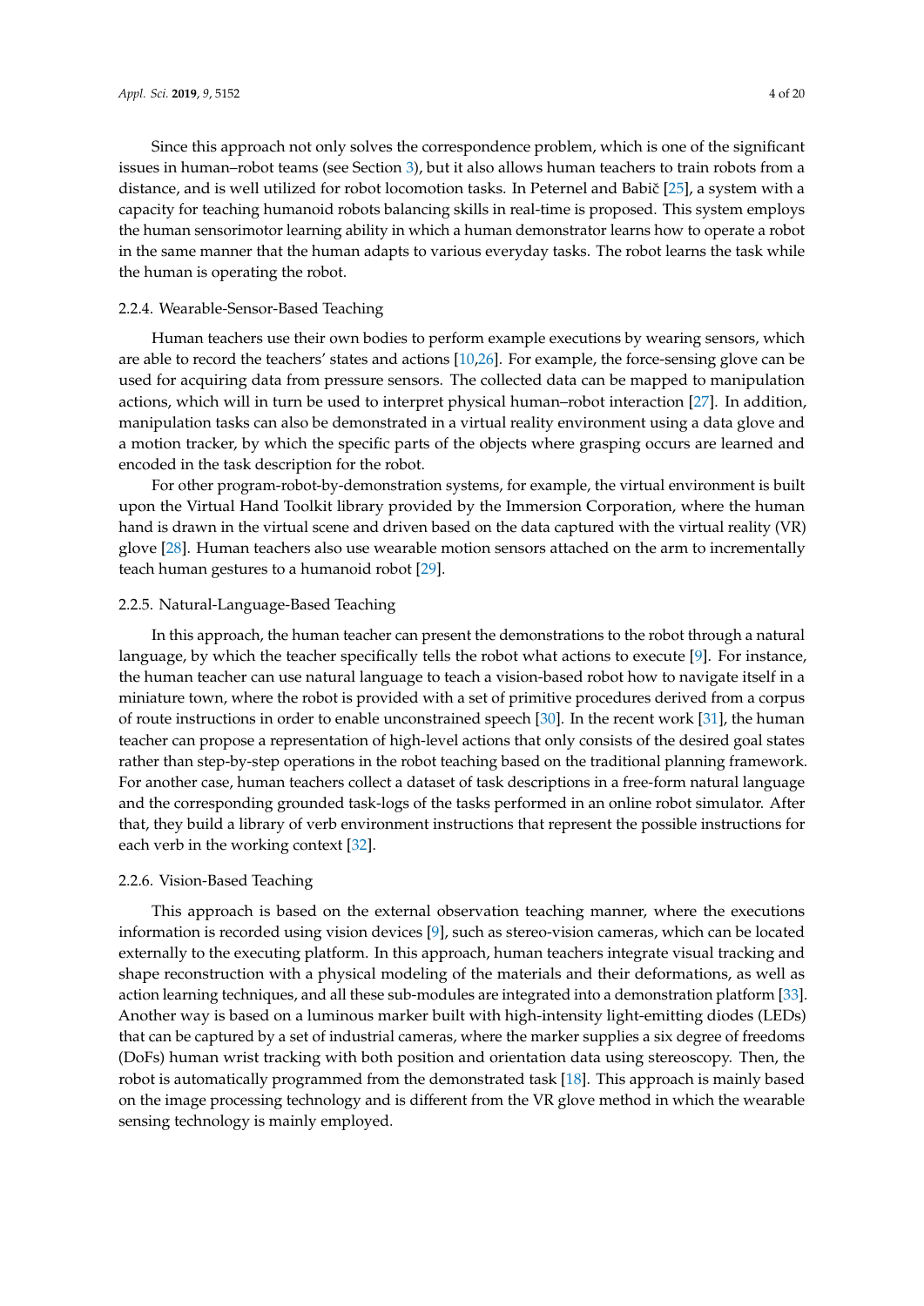Since this approach not only solves the correspondence problem, which is one of the significant issues in human–robot teams (see Section 3), but it also allows human teachers to train robots from a distance, and is well utilized for robot locomotion tasks. In Peternel and Babič [25], a system with a capacity for teaching humanoid robots balancing skills in real-time is proposed. This system employs the human sensorimotor learning ability in which a human demonstrator learns how to operate a robot in the same manner that the human adapts to various everyday tasks. The robot learns the task while the human is operating the robot.

#### 2.2.4. Wearable-Sensor-Based Teaching

Human teachers use their own bodies to perform example executions by wearing sensors, which are able to record the teachers' states and actions [10,26]. For example, the force-sensing glove can be used for acquiring data from pressure sensors. The collected data can be mapped to manipulation actions, which will in turn be used to interpret physical human–robot interaction [27]. In addition, manipulation tasks can also be demonstrated in a virtual reality environment using a data glove and a motion tracker, by which the specific parts of the objects where grasping occurs are learned and encoded in the task description for the robot.

For other program-robot-by-demonstration systems, for example, the virtual environment is built upon the Virtual Hand Toolkit library provided by the Immersion Corporation, where the human hand is drawn in the virtual scene and driven based on the data captured with the virtual reality (VR) glove [28]. Human teachers also use wearable motion sensors attached on the arm to incrementally teach human gestures to a humanoid robot [29].

#### 2.2.5. Natural-Language-Based Teaching

In this approach, the human teacher can present the demonstrations to the robot through a natural language, by which the teacher specifically tells the robot what actions to execute [9]. For instance, the human teacher can use natural language to teach a vision-based robot how to navigate itself in a miniature town, where the robot is provided with a set of primitive procedures derived from a corpus of route instructions in order to enable unconstrained speech [30]. In the recent work [31], the human teacher can propose a representation of high-level actions that only consists of the desired goal states rather than step-by-step operations in the robot teaching based on the traditional planning framework. For another case, human teachers collect a dataset of task descriptions in a free-form natural language and the corresponding grounded task-logs of the tasks performed in an online robot simulator. After that, they build a library of verb environment instructions that represent the possible instructions for each verb in the working context [32].

#### 2.2.6. Vision-Based Teaching

This approach is based on the external observation teaching manner, where the executions information is recorded using vision devices [9], such as stereo-vision cameras, which can be located externally to the executing platform. In this approach, human teachers integrate visual tracking and shape reconstruction with a physical modeling of the materials and their deformations, as well as action learning techniques, and all these sub-modules are integrated into a demonstration platform [33]. Another way is based on a luminous marker built with high-intensity light-emitting diodes (LEDs) that can be captured by a set of industrial cameras, where the marker supplies a six degree of freedoms (DoFs) human wrist tracking with both position and orientation data using stereoscopy. Then, the robot is automatically programmed from the demonstrated task [18]. This approach is mainly based on the image processing technology and is different from the VR glove method in which the wearable sensing technology is mainly employed.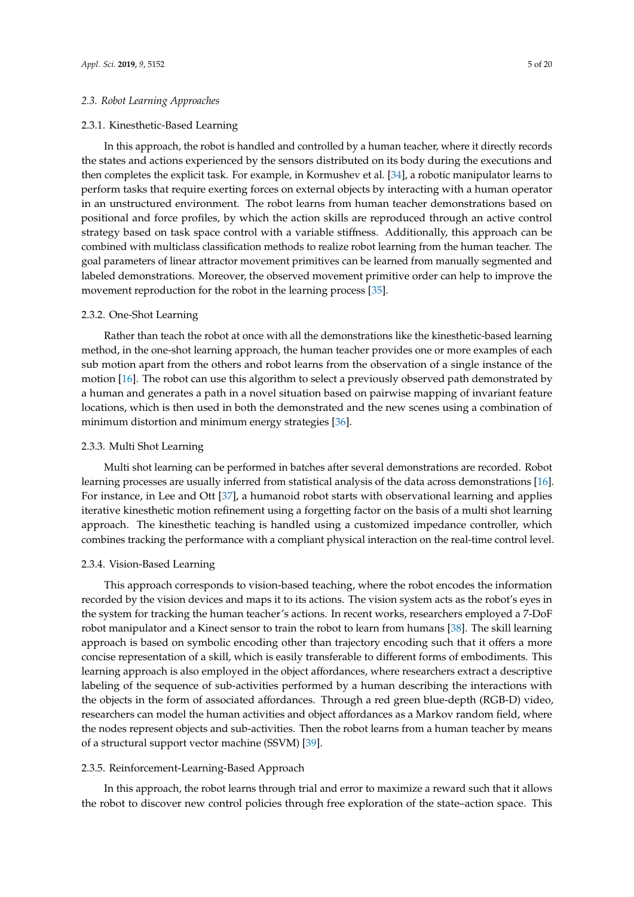### 2.3. Robot Learning Approaches

#### 2.3.1. Kinesthetic-Based Learning

In this approach, the robot is handled and controlled by a human teacher, where it directly records the states and actions experienced by the sensors distributed on its body during the executions and then completes the explicit task. For example, in Kormushev et al. [34], a robotic manipulator learns to perform tasks that require exerting forces on external objects by interacting with a human operator in an unstructured environment. The robot learns from human teacher demonstrations based on positional and force profiles, by which the action skills are reproduced through an active control strategy based on task space control with a variable stiffness. Additionally, this approach can be combined with multiclass classification methods to realize robot learning from the human teacher. The goal parameters of linear attractor movement primitives can be learned from manually segmented and labeled demonstrations. Moreover, the observed movement primitive order can help to improve the movement reproduction for the robot in the learning process [35].

#### 2.3.2. One-Shot Learning

Rather than teach the robot at once with all the demonstrations like the kinesthetic-based learning method, in the one-shot learning approach, the human teacher provides one or more examples of each sub motion apart from the others and robot learns from the observation of a single instance of the motion [16]. The robot can use this algorithm to select a previously observed path demonstrated by a human and generates a path in a novel situation based on pairwise mapping of invariant feature locations, which is then used in both the demonstrated and the new scenes using a combination of minimum distortion and minimum energy strategies [36].

#### 2.3.3. Multi Shot Learning

Multi shot learning can be performed in batches after several demonstrations are recorded. Robot learning processes are usually inferred from statistical analysis of the data across demonstrations [16]. For instance, in Lee and Ott [37], a humanoid robot starts with observational learning and applies iterative kinesthetic motion refinement using a forgetting factor on the basis of a multi shot learning approach. The kinesthetic teaching is handled using a customized impedance controller, which combines tracking the performance with a compliant physical interaction on the real-time control level.

#### 2.3.4. Vision-Based Learning

This approach corresponds to vision-based teaching, where the robot encodes the information recorded by the vision devices and maps it to its actions. The vision system acts as the robot's eyes in the system for tracking the human teacher's actions. In recent works, researchers employed a 7-DoF robot manipulator and a Kinect sensor to train the robot to learn from humans [38]. The skill learning approach is based on symbolic encoding other than trajectory encoding such that it offers a more concise representation of a skill, which is easily transferable to different forms of embodiments. This learning approach is also employed in the object affordances, where researchers extract a descriptive labeling of the sequence of sub-activities performed by a human describing the interactions with the objects in the form of associated affordances. Through a red green blue-depth (RGB-D) video, researchers can model the human activities and object affordances as a Markov random field, where the nodes represent objects and sub-activities. Then the robot learns from a human teacher by means of a structural support vector machine (SSVM) [39].

#### 2.3.5. Reinforcement-Learning-Based Approach

In this approach, the robot learns through trial and error to maximize a reward such that it allows the robot to discover new control policies through free exploration of the state–action space. This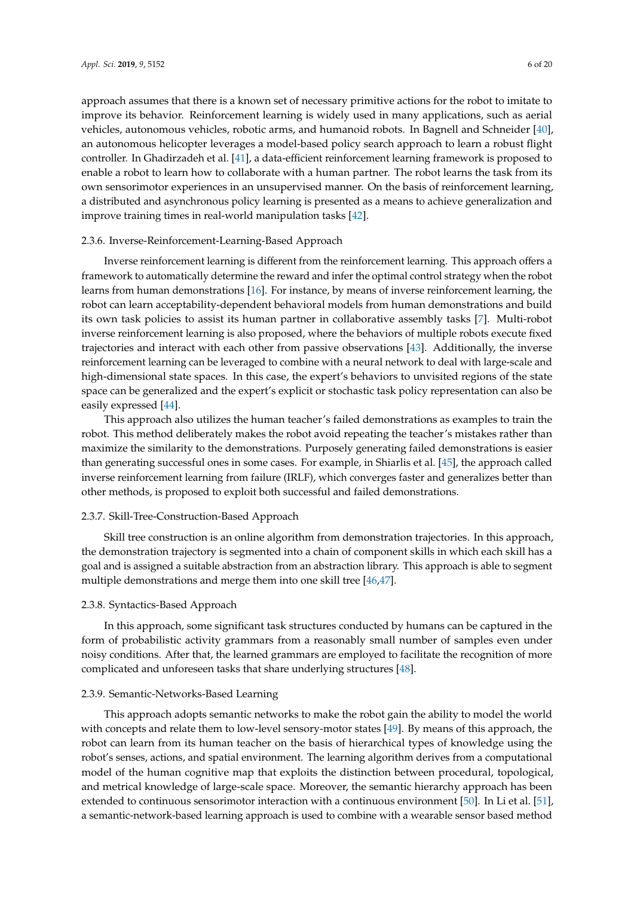approach assumes that there is a known set of necessary primitive actions for the robot to imitate to improve its behavior. Reinforcement learning is widely used in many applications, such as aerial vehicles, autonomous vehicles, robotic arms, and humanoid robots. In Bagnell and Schneider [40], an autonomous helicopter leverages a model-based policy search approach to learn a robust flight controller. In Ghadirzadeh et al. [41], a data-efficient reinforcement learning framework is proposed to enable a robot to learn how to collaborate with a human partner. The robot learns the task from its own sensorimotor experiences in an unsupervised manner. On the basis of reinforcement learning, a distributed and asynchronous policy learning is presented as a means to achieve generalization and improve training times in real-world manipulation tasks [42].

#### 2.3.6. Inverse-Reinforcement-Learning-Based Approach

Inverse reinforcement learning is different from the reinforcement learning. This approach offers a framework to automatically determine the reward and infer the optimal control strategy when the robot learns from human demonstrations [16]. For instance, by means of inverse reinforcement learning, the robot can learn acceptability-dependent behavioral models from human demonstrations and build its own task policies to assist its human partner in collaborative assembly tasks [7]. Multi-robot inverse reinforcement learning is also proposed, where the behaviors of multiple robots execute fixed trajectories and interact with each other from passive observations [43]. Additionally, the inverse reinforcement learning can be leveraged to combine with a neural network to deal with large-scale and high-dimensional state spaces. In this case, the expert's behaviors to unvisited regions of the state space can be generalized and the expert's explicit or stochastic task policy representation can also be easily expressed [44].

This approach also utilizes the human teacher's failed demonstrations as examples to train the robot. This method deliberately makes the robot avoid repeating the teacher's mistakes rather than maximize the similarity to the demonstrations. Purposely generating failed demonstrations is easier than generating successful ones in some cases. For example, in Shiarlis et al. [45], the approach called inverse reinforcement learning from failure (IRLF), which converges faster and generalizes better than other methods, is proposed to exploit both successful and failed demonstrations.

#### 2.3.7. Skill-Tree-Construction-Based Approach

Skill tree construction is an online algorithm from demonstration trajectories. In this approach, the demonstration trajectory is segmented into a chain of component skills in which each skill has a goal and is assigned a suitable abstraction from an abstraction library. This approach is able to segment multiple demonstrations and merge them into one skill tree [46,47].

#### 2.3.8. Syntactics-Based Approach

In this approach, some significant task structures conducted by humans can be captured in the form of probabilistic activity grammars from a reasonably small number of samples even under noisy conditions. After that, the learned grammars are employed to facilitate the recognition of more complicated and unforeseen tasks that share underlying structures [48].

#### 2.3.9. Semantic-Networks-Based Learning

This approach adopts semantic networks to make the robot gain the ability to model the world with concepts and relate them to low-level sensory-motor states [49]. By means of this approach, the robot can learn from its human teacher on the basis of hierarchical types of knowledge using the robot's senses, actions, and spatial environment. The learning algorithm derives from a computational model of the human cognitive map that exploits the distinction between procedural, topological, and metrical knowledge of large-scale space. Moreover, the semantic hierarchy approach has been extended to continuous sensorimotor interaction with a continuous environment [50]. In Li et al. [51], a semantic-network-based learning approach is used to combine with a wearable sensor based method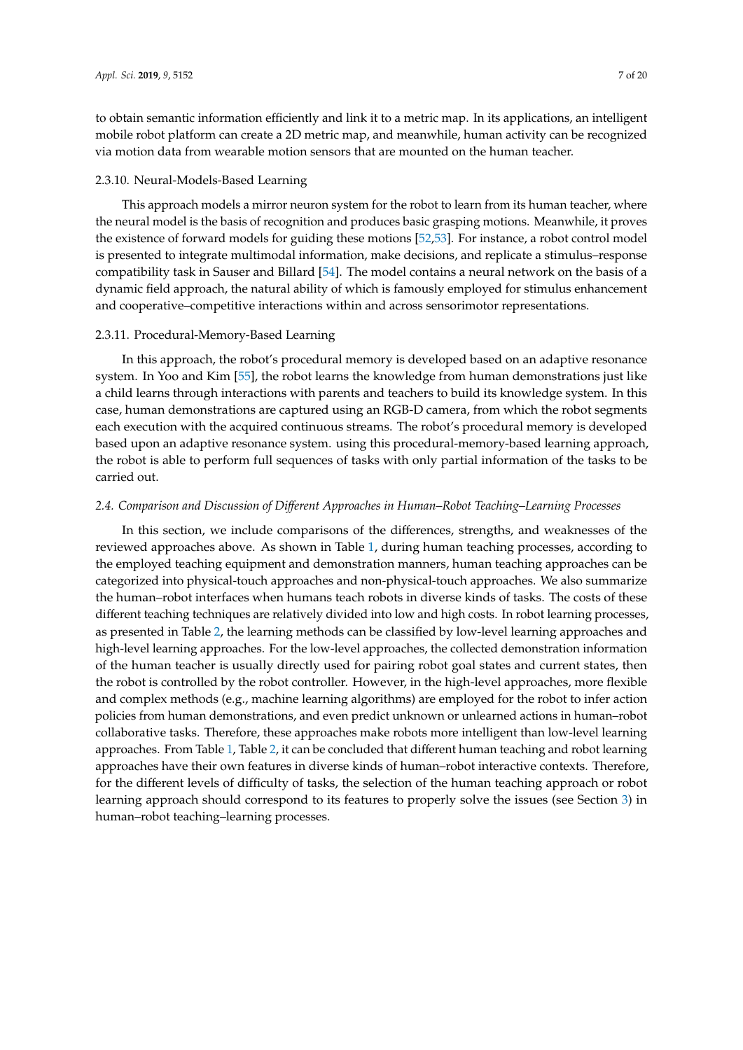to obtain semantic information efficiently and link it to a metric map. In its applications, an intelligent mobile robot platform can create a 2D metric map, and meanwhile, human activity can be recognized via motion data from wearable motion sensors that are mounted on the human teacher.

#### 2.3.10. Neural-Models-Based Learning

This approach models a mirror neuron system for the robot to learn from its human teacher, where the neural model is the basis of recognition and produces basic grasping motions. Meanwhile, it proves the existence of forward models for guiding these motions [52,53]. For instance, a robot control model is presented to integrate multimodal information, make decisions, and replicate a stimulus–response compatibility task in Sauser and Billard [54]. The model contains a neural network on the basis of a dynamic field approach, the natural ability of which is famously employed for stimulus enhancement and cooperative–competitive interactions within and across sensorimotor representations.

#### 2.3.11. Procedural-Memory-Based Learning

In this approach, the robot's procedural memory is developed based on an adaptive resonance system. In Yoo and Kim [55], the robot learns the knowledge from human demonstrations just like a child learns through interactions with parents and teachers to build its knowledge system. In this case, human demonstrations are captured using an RGB-D camera, from which the robot segments each execution with the acquired continuous streams. The robot's procedural memory is developed based upon an adaptive resonance system. using this procedural-memory-based learning approach, the robot is able to perform full sequences of tasks with only partial information of the tasks to be carried out.

### *2.4. Comparison and Discussion of Different Approaches in Human–Robot Teaching–Learning Processes*

In this section, we include comparisons of the differences, strengths, and weaknesses of the reviewed approaches above. As shown in Table 1, during human teaching processes, according to the employed teaching equipment and demonstration manners, human teaching approaches can be categorized into physical-touch approaches and non-physical-touch approaches. We also summarize the human–robot interfaces when humans teach robots in diverse kinds of tasks. The costs of these different teaching techniques are relatively divided into low and high costs. In robot learning processes, as presented in Table 2, the learning methods can be classified by low-level learning approaches and high-level learning approaches. For the low-level approaches, the collected demonstration information of the human teacher is usually directly used for pairing robot goal states and current states, then the robot is controlled by the robot controller. However, in the high-level approaches, more flexible and complex methods (e.g., machine learning algorithms) are employed for the robot to infer action policies from human demonstrations, and even predict unknown or unlearned actions in human–robot collaborative tasks. Therefore, these approaches make robots more intelligent than low-level learning approaches. From Table 1, Table 2, it can be concluded that different human teaching and robot learning approaches have their own features in diverse kinds of human–robot interactive contexts. Therefore, for the different levels of difficulty of tasks, the selection of the human teaching approach or robot learning approach should correspond to its features to properly solve the issues (see Section 3) in human–robot teaching–learning processes.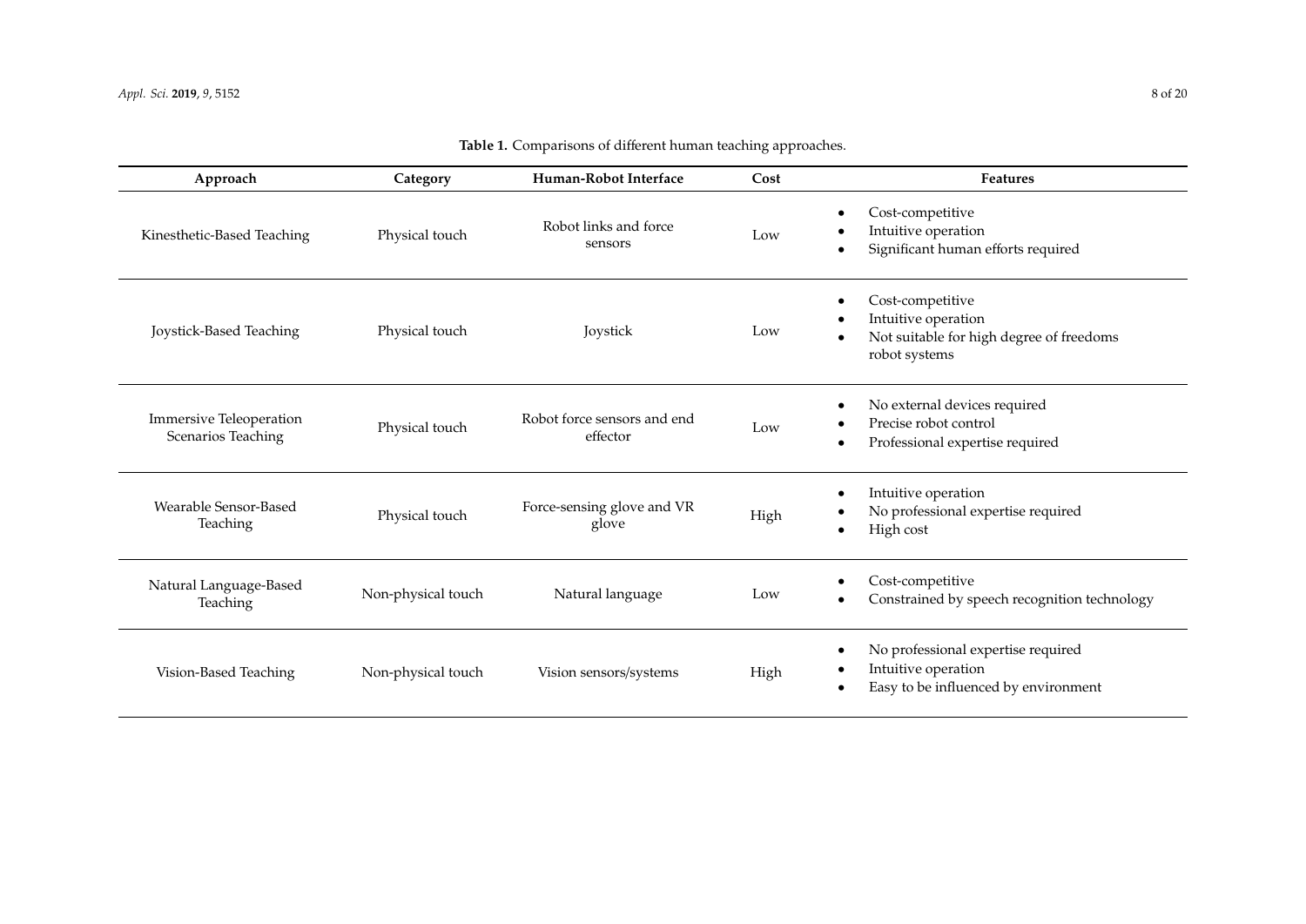**Table 1.** Comparisons of different human teaching approaches.

| Approach | Category | Human-Robot Interface | Cost | Features |
|---|---|---|---|---|
| Kinesthetic-Based Teaching | Physical touch | Robot links and force sensors | Low | • Cost-competitive<br>• Intuitive operation<br>• Significant human efforts required |
| Joystick-Based Teaching | Physical touch | Joystick | Low | • Cost-competitive<br>• Intuitive operation<br>• Not suitable for high degree of freedoms robot systems |
| Immersive Teleoperation Scenarios Teaching | Physical touch | Robot force sensors and end effector | Low | • No external devices required<br>• Precise robot control<br>• Professional expertise required |
| Wearable Sensor-Based Teaching | Physical touch | Force-sensing glove and VR glove | High | • Intuitive operation<br>• No professional expertise required<br>• High cost |
| Natural Language-Based Teaching | Non-physical touch | Natural language | Low | • Cost-competitive<br>• Constrained by speech recognition technology |
| Vision-Based Teaching | Non-physical touch | Vision sensors/systems | High | • No professional expertise required<br>• Intuitive operation<br>• Easy to be influenced by environment |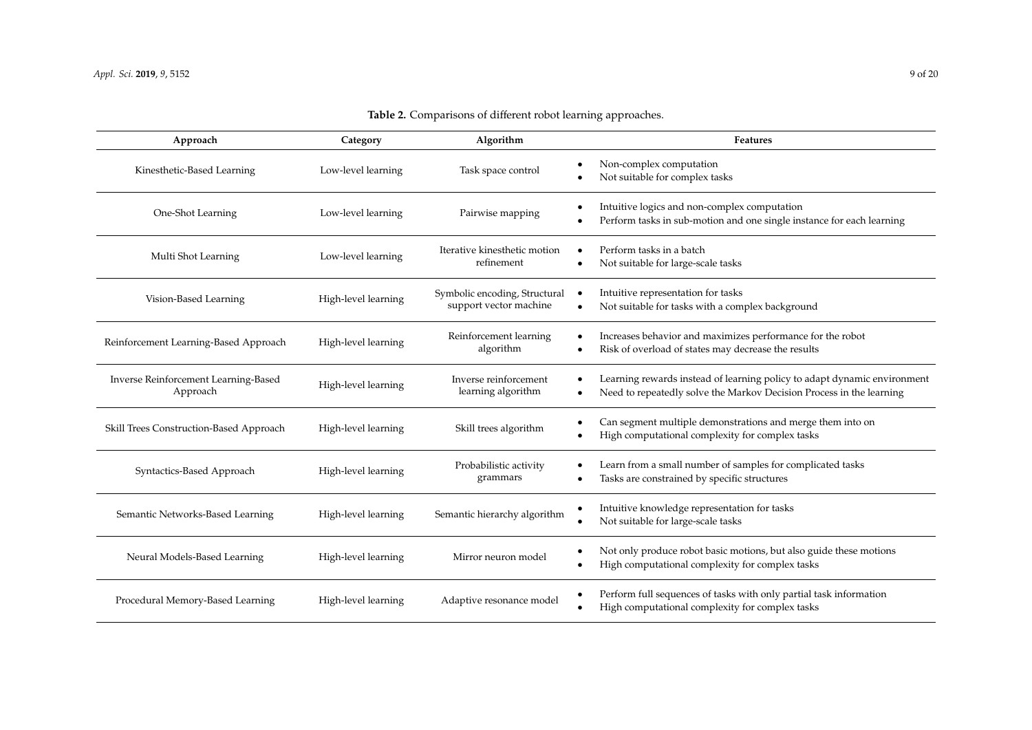**Table 2.** Comparisons of different robot learning approaches.

| Approach | Category | Algorithm | Features |
|---|---|---|---|
| Kinesthetic-Based Learning | Low-level learning | Task space control | • Non-complex computation<br>• Not suitable for complex tasks |
| One-Shot Learning | Low-level learning | Pairwise mapping | • Intuitive logics and non-complex computation<br>• Perform tasks in sub-motion and one single instance for each learning |
| Multi Shot Learning | Low-level learning | Iterative kinesthetic motion refinement | • Perform tasks in a batch<br>• Not suitable for large-scale tasks |
| Vision-Based Learning | High-level learning | Symbolic encoding, Structural support vector machine | • Intuitive representation for tasks<br>• Not suitable for tasks with a complex background |
| Reinforcement Learning-Based Approach | High-level learning | Reinforcement learning algorithm | • Increases behavior and maximizes performance for the robot<br>• Risk of overload of states may decrease the results |
| Inverse Reinforcement Learning-Based Approach | High-level learning | Inverse reinforcement learning algorithm | • Learning rewards instead of learning policy to adapt dynamic environment<br>• Need to repeatedly solve the Markov Decision Process in the learning |
| Skill Trees Construction-Based Approach | High-level learning | Skill trees algorithm | • Can segment multiple demonstrations and merge them into on<br>• High computational complexity for complex tasks |
| Syntactics-Based Approach | High-level learning | Probabilistic activity grammars | • Learn from a small number of samples for complicated tasks<br>• Tasks are constrained by specific structures |
| Semantic Networks-Based Learning | High-level learning | Semantic hierarchy algorithm | • Intuitive knowledge representation for tasks<br>• Not suitable for large-scale tasks |
| Neural Models-Based Learning | High-level learning | Mirror neuron model | • Not only produce robot basic motions, but also guide these motions<br>• High computational complexity for complex tasks |
| Procedural Memory-Based Learning | High-level learning | Adaptive resonance model | • Perform full sequences of tasks with only partial task information<br>• High computational complexity for complex tasks |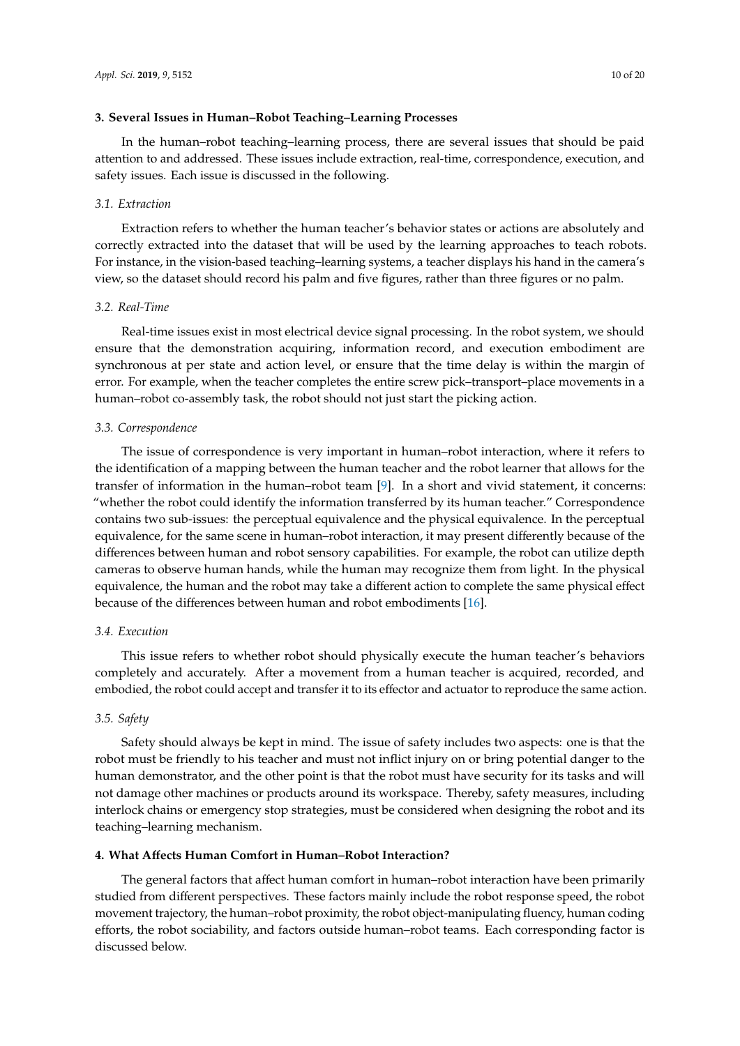## 3. Several Issues in Human–Robot Teaching–Learning Processes

In the human–robot teaching–learning process, there are several issues that should be paid attention to and addressed. These issues include extraction, real-time, correspondence, execution, and safety issues. Each issue is discussed in the following.

### 3.1. Extraction

Extraction refers to whether the human teacher's behavior states or actions are absolutely and correctly extracted into the dataset that will be used by the learning approaches to teach robots. For instance, in the vision-based teaching–learning systems, a teacher displays his hand in the camera's view, so the dataset should record his palm and five figures, rather than three figures or no palm.

### 3.2. Real-Time

Real-time issues exist in most electrical device signal processing. In the robot system, we should ensure that the demonstration acquiring, information record, and execution embodiment are synchronous at per state and action level, or ensure that the time delay is within the margin of error. For example, when the teacher completes the entire screw pick–transport–place movements in a human–robot co-assembly task, the robot should not just start the picking action.

### 3.3. Correspondence

The issue of correspondence is very important in human–robot interaction, where it refers to the identification of a mapping between the human teacher and the robot learner that allows for the transfer of information in the human–robot team [9]. In a short and vivid statement, it concerns: "whether the robot could identify the information transferred by its human teacher." Correspondence contains two sub-issues: the perceptual equivalence and the physical equivalence. In the perceptual equivalence, for the same scene in human–robot interaction, it may present differently because of the differences between human and robot sensory capabilities. For example, the robot can utilize depth cameras to observe human hands, while the human may recognize them from light. In the physical equivalence, the human and the robot may take a different action to complete the same physical effect because of the differences between human and robot embodiments [16].

### 3.4. Execution

This issue refers to whether robot should physically execute the human teacher's behaviors completely and accurately. After a movement from a human teacher is acquired, recorded, and embodied, the robot could accept and transfer it to its effector and actuator to reproduce the same action.

### 3.5. Safety

Safety should always be kept in mind. The issue of safety includes two aspects: one is that the robot must be friendly to his teacher and must not inflict injury on or bring potential danger to the human demonstrator, and the other point is that the robot must have security for its tasks and will not damage other machines or products around its workspace. Thereby, safety measures, including interlock chains or emergency stop strategies, must be considered when designing the robot and its teaching–learning mechanism.

## 4. What Affects Human Comfort in Human–Robot Interaction?

The general factors that affect human comfort in human–robot interaction have been primarily studied from different perspectives. These factors mainly include the robot response speed, the robot movement trajectory, the human–robot proximity, the robot object-manipulating fluency, human coding efforts, the robot sociability, and factors outside human–robot teams. Each corresponding factor is discussed below.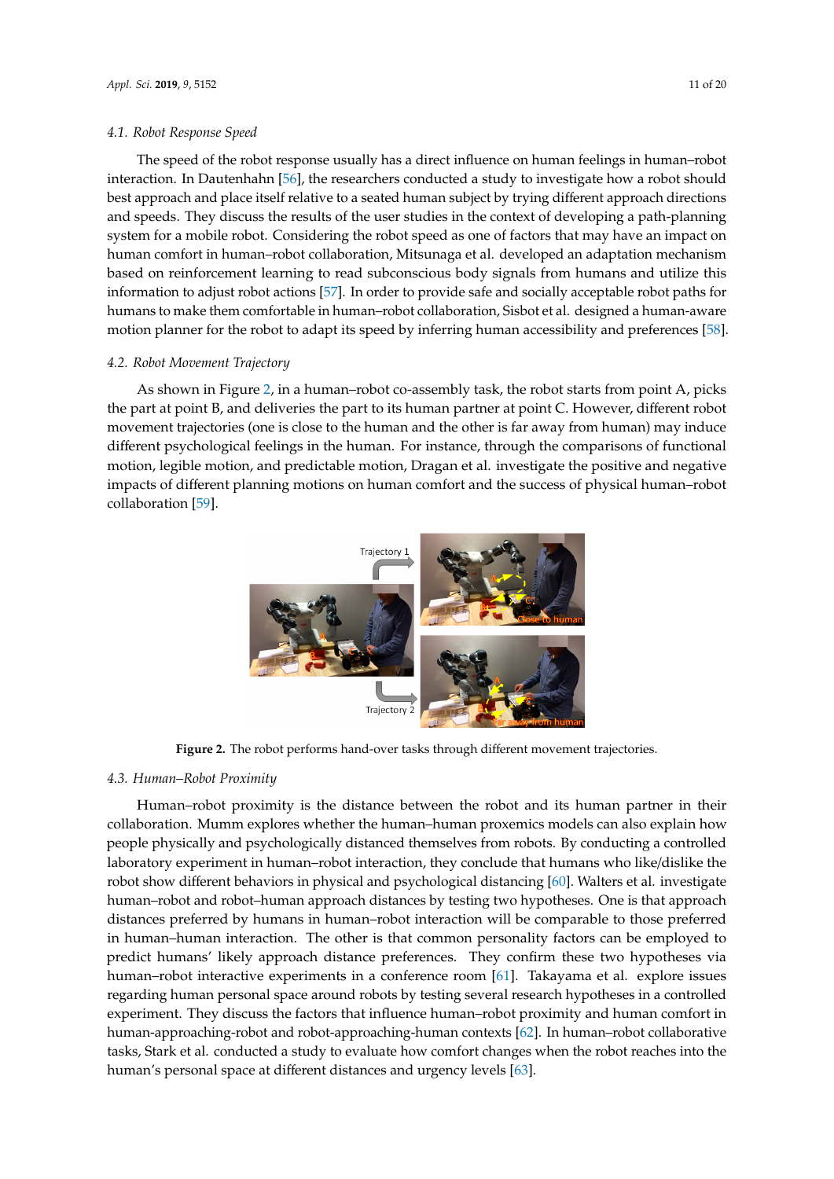### 4.1. Robot Response Speed

The speed of the robot response usually has a direct influence on human feelings in human–robot interaction. In Dautenhahn [56], the researchers conducted a study to investigate how a robot should best approach and place itself relative to a seated human subject by trying different approach directions and speeds. They discuss the results of the user studies in the context of developing a path-planning system for a mobile robot. Considering the robot speed as one of factors that may have an impact on human comfort in human–robot collaboration, Mitsunaga et al. developed an adaptation mechanism based on reinforcement learning to read subconscious body signals from humans and utilize this information to adjust robot actions [57]. In order to provide safe and socially acceptable robot paths for humans to make them comfortable in human–robot collaboration, Sisbot et al. designed a human-aware motion planner for the robot to adapt its speed by inferring human accessibility and preferences [58].

### 4.2. Robot Movement Trajectory

As shown in Figure 2, in a human–robot co-assembly task, the robot starts from point A, picks the part at point B, and deliveries the part to its human partner at point C. However, different robot movement trajectories (one is close to the human and the other is far away from human) may induce different psychological feelings in the human. For instance, through the comparisons of functional motion, legible motion, and predictable motion, Dragan et al. investigate the positive and negative impacts of different planning motions on human comfort and the success of physical human–robot collaboration [59].

**Figure 2.** The robot performs hand-over tasks through different movement trajectories.

### 4.3. Human–Robot Proximity

Human–robot proximity is the distance between the robot and its human partner in their collaboration. Mumm explores whether the human–human proxemics models can also explain how people physically and psychologically distanced themselves from robots. By conducting a controlled laboratory experiment in human–robot interaction, they conclude that humans who like/dislike the robot show different behaviors in physical and psychological distancing [60]. Walters et al. investigate human–robot and robot–human approach distances by testing two hypotheses. One is that approach distances preferred by humans in human–robot interaction will be comparable to those preferred in human–human interaction. The other is that common personality factors can be employed to predict humans' likely approach distance preferences. They confirm these two hypotheses via human–robot interactive experiments in a conference room [61]. Takayama et al. explore issues regarding human personal space around robots by testing several research hypotheses in a controlled experiment. They discuss the factors that influence human–robot proximity and human comfort in human-approaching-robot and robot-approaching-human contexts [62]. In human–robot collaborative tasks, Stark et al. conducted a study to evaluate how comfort changes when the robot reaches into the human's personal space at different distances and urgency levels [63].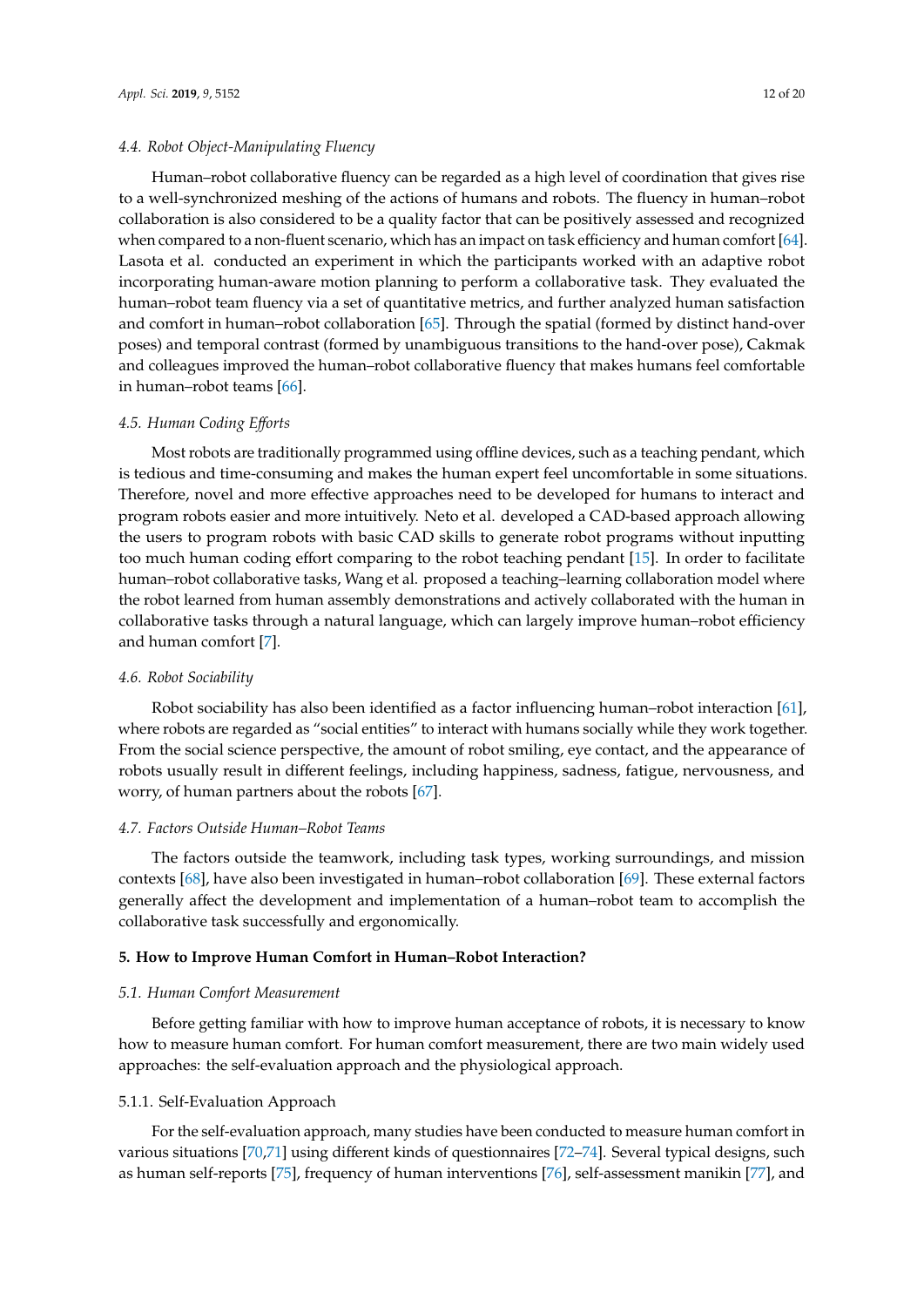### 4.4. Robot Object-Manipulating Fluency

Human–robot collaborative fluency can be regarded as a high level of coordination that gives rise to a well-synchronized meshing of the actions of humans and robots. The fluency in human–robot collaboration is also considered to be a quality factor that can be positively assessed and recognized when compared to a non-fluent scenario, which has an impact on task efficiency and human comfort [64]. Lasota et al. conducted an experiment in which the participants worked with an adaptive robot incorporating human-aware motion planning to perform a collaborative task. They evaluated the human–robot team fluency via a set of quantitative metrics, and further analyzed human satisfaction and comfort in human–robot collaboration [65]. Through the spatial (formed by distinct hand-over poses) and temporal contrast (formed by unambiguous transitions to the hand-over pose), Cakmak and colleagues improved the human–robot collaborative fluency that makes humans feel comfortable in human–robot teams [66].

### 4.5. Human Coding Efforts

Most robots are traditionally programmed using offline devices, such as a teaching pendant, which is tedious and time-consuming and makes the human expert feel uncomfortable in some situations. Therefore, novel and more effective approaches need to be developed for humans to interact and program robots easier and more intuitively. Neto et al. developed a CAD-based approach allowing the users to program robots with basic CAD skills to generate robot programs without inputting too much human coding effort comparing to the robot teaching pendant [15]. In order to facilitate human–robot collaborative tasks, Wang et al. proposed a teaching–learning collaboration model where the robot learned from human assembly demonstrations and actively collaborated with the human in collaborative tasks through a natural language, which can largely improve human–robot efficiency and human comfort [7].

### 4.6. Robot Sociability

Robot sociability has also been identified as a factor influencing human–robot interaction [61], where robots are regarded as "social entities" to interact with humans socially while they work together. From the social science perspective, the amount of robot smiling, eye contact, and the appearance of robots usually result in different feelings, including happiness, sadness, fatigue, nervousness, and worry, of human partners about the robots [67].

### 4.7. Factors Outside Human–Robot Teams

The factors outside the teamwork, including task types, working surroundings, and mission contexts [68], have also been investigated in human–robot collaboration [69]. These external factors generally affect the development and implementation of a human–robot team to accomplish the collaborative task successfully and ergonomically.

## 5. How to Improve Human Comfort in Human–Robot Interaction?

### 5.1. Human Comfort Measurement

Before getting familiar with how to improve human acceptance of robots, it is necessary to know how to measure human comfort. For human comfort measurement, there are two main widely used approaches: the self-evaluation approach and the physiological approach.

#### 5.1.1. Self-Evaluation Approach

For the self-evaluation approach, many studies have been conducted to measure human comfort in various situations [70,71] using different kinds of questionnaires [72–74]. Several typical designs, such as human self-reports [75], frequency of human interventions [76], self-assessment manikin [77], and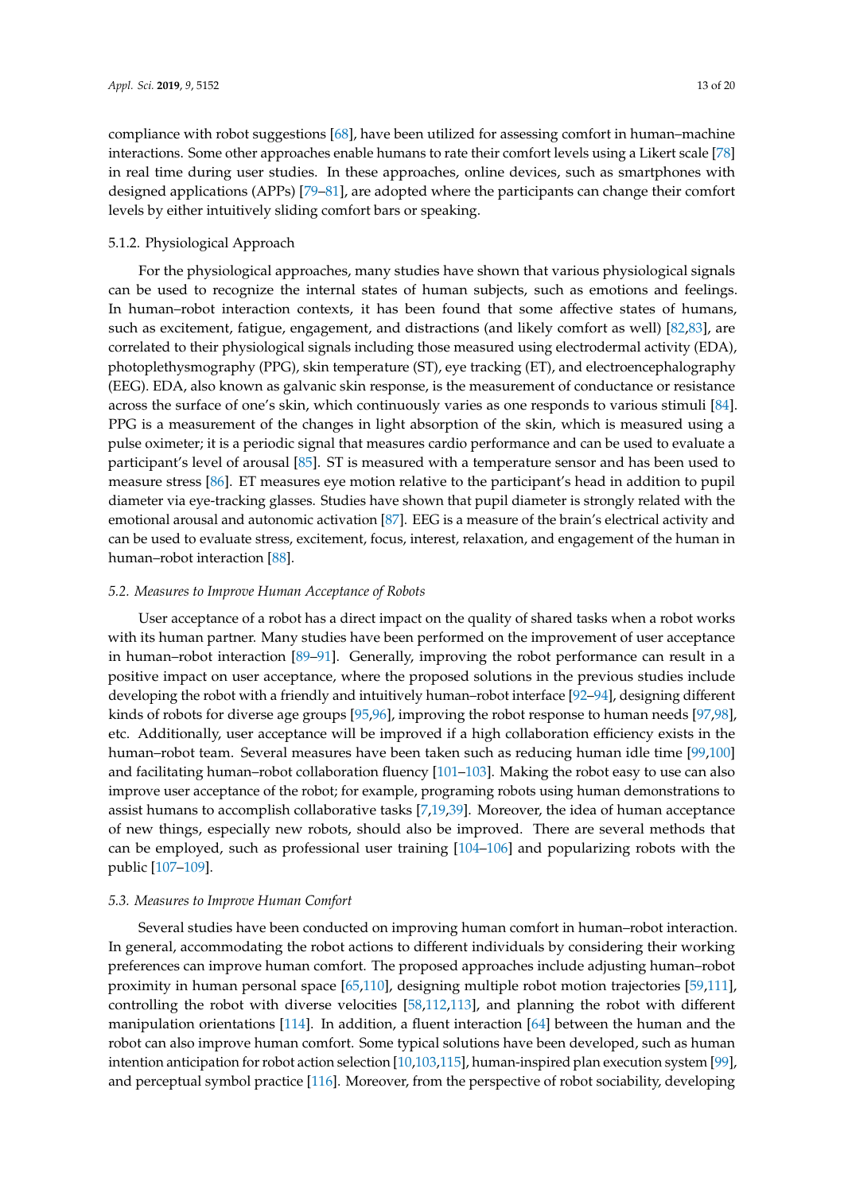compliance with robot suggestions [68], have been utilized for assessing comfort in human–machine interactions. Some other approaches enable humans to rate their comfort levels using a Likert scale [78] in real time during user studies. In these approaches, online devices, such as smartphones with designed applications (APPs) [79–81], are adopted where the participants can change their comfort levels by either intuitively sliding comfort bars or speaking.

#### 5.1.2. Physiological Approach

For the physiological approaches, many studies have shown that various physiological signals can be used to recognize the internal states of human subjects, such as emotions and feelings. In human–robot interaction contexts, it has been found that some affective states of humans, such as excitement, fatigue, engagement, and distractions (and likely comfort as well) [82,83], are correlated to their physiological signals including those measured using electrodermal activity (EDA), photoplethysmography (PPG), skin temperature (ST), eye tracking (ET), and electroencephalography (EEG). EDA, also known as galvanic skin response, is the measurement of conductance or resistance across the surface of one's skin, which continuously varies as one responds to various stimuli [84]. PPG is a measurement of the changes in light absorption of the skin, which is measured using a pulse oximeter; it is a periodic signal that measures cardio performance and can be used to evaluate a participant's level of arousal [85]. ST is measured with a temperature sensor and has been used to measure stress [86]. ET measures eye motion relative to the participant's head in addition to pupil diameter via eye-tracking glasses. Studies have shown that pupil diameter is strongly related with the emotional arousal and autonomic activation [87]. EEG is a measure of the brain's electrical activity and can be used to evaluate stress, excitement, focus, interest, relaxation, and engagement of the human in human–robot interaction [88].

### *5.2. Measures to Improve Human Acceptance of Robots*

User acceptance of a robot has a direct impact on the quality of shared tasks when a robot works with its human partner. Many studies have been performed on the improvement of user acceptance in human–robot interaction [89–91]. Generally, improving the robot performance can result in a positive impact on user acceptance, where the proposed solutions in the previous studies include developing the robot with a friendly and intuitively human–robot interface [92–94], designing different kinds of robots for diverse age groups [95,96], improving the robot response to human needs [97,98], etc. Additionally, user acceptance will be improved if a high collaboration efficiency exists in the human–robot team. Several measures have been taken such as reducing human idle time [99,100] and facilitating human–robot collaboration fluency [101–103]. Making the robot easy to use can also improve user acceptance of the robot; for example, programing robots using human demonstrations to assist humans to accomplish collaborative tasks [7,19,39]. Moreover, the idea of human acceptance of new things, especially new robots, should also be improved. There are several methods that can be employed, such as professional user training [104–106] and popularizing robots with the public [107–109].

### *5.3. Measures to Improve Human Comfort*

Several studies have been conducted on improving human comfort in human–robot interaction. In general, accommodating the robot actions to different individuals by considering their working preferences can improve human comfort. The proposed approaches include adjusting human–robot proximity in human personal space [65,110], designing multiple robot motion trajectories [59,111], controlling the robot with diverse velocities [58,112,113], and planning the robot with different manipulation orientations [114]. In addition, a fluent interaction [64] between the human and the robot can also improve human comfort. Some typical solutions have been developed, such as human intention anticipation for robot action selection [10,103,115], human-inspired plan execution system [99], and perceptual symbol practice [116]. Moreover, from the perspective of robot sociability, developing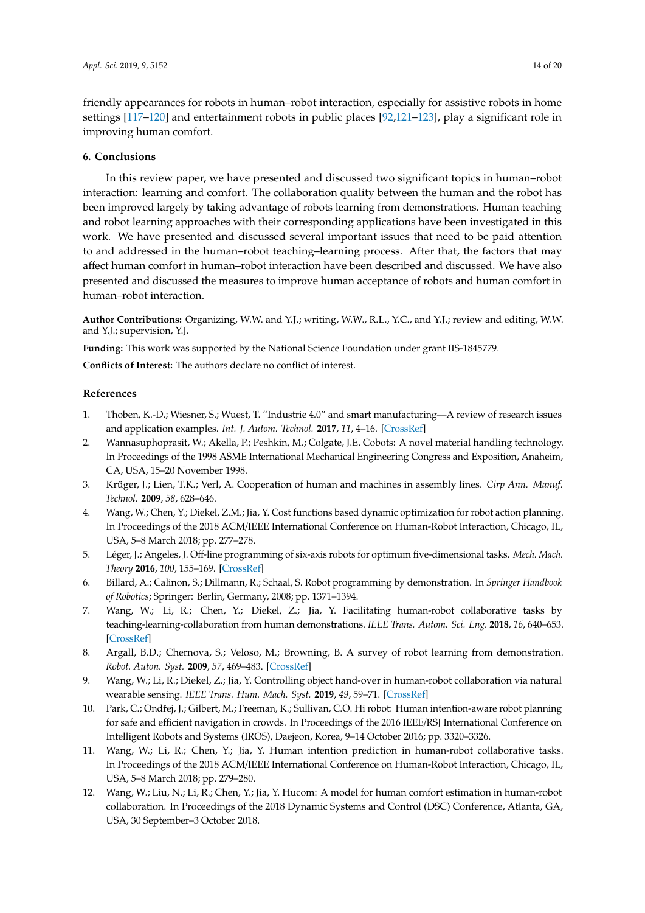friendly appearances for robots in human–robot interaction, especially for assistive robots in home settings [117–120] and entertainment robots in public places [92,121–123], play a significant role in improving human comfort.

## 6. Conclusions

In this review paper, we have presented and discussed two significant topics in human–robot interaction: learning and comfort. The collaboration quality between the human and the robot has been improved largely by taking advantage of robots learning from demonstrations. Human teaching and robot learning approaches with their corresponding applications have been investigated in this work. We have presented and discussed several important issues that need to be paid attention to and addressed in the human–robot teaching–learning process. After that, the factors that may affect human comfort in human–robot interaction have been described and discussed. We have also presented and discussed the measures to improve human acceptance of robots and human comfort in human–robot interaction.

**Author Contributions:** Organizing, W.W. and Y.J.; writing, W.W., R.L., Y.C., and Y.J.; review and editing, W.W. and Y.J.; supervision, Y.J.

**Funding:** This work was supported by the National Science Foundation under grant IIS-1845779.

**Conflicts of Interest:** The authors declare no conflict of interest.

## References

1. Thoben, K.-D.; Wiesner, S.; Wuest, T. "Industrie 4.0" and smart manufacturing—A review of research issues and application examples. *Int. J. Autom. Technol.* **2017**, *11*, 4–16. [CrossRef]
2. Wannasuphoprasit, W.; Akella, P.; Peshkin, M.; Colgate, J.E. Cobots: A novel material handling technology. In Proceedings of the 1998 ASME International Mechanical Engineering Congress and Exposition, Anaheim, CA, USA, 15–20 November 1998.
3. Krüger, J.; Lien, T.K.; Verl, A. Cooperation of human and machines in assembly lines. *Cirp Ann. Manuf. Technol.* **2009**, *58*, 628–646.
4. Wang, W.; Chen, Y.; Diekel, Z.M.; Jia, Y. Cost functions based dynamic optimization for robot action planning. In Proceedings of the 2018 ACM/IEEE International Conference on Human-Robot Interaction, Chicago, IL, USA, 5–8 March 2018; pp. 277–278.
5. Léger, J.; Angeles, J. Off-line programming of six-axis robots for optimum five-dimensional tasks. *Mech. Mach. Theory* **2016**, *100*, 155–169. [CrossRef]
6. Billard, A.; Calinon, S.; Dillmann, R.; Schaal, S. Robot programming by demonstration. In *Springer Handbook of Robotics*; Springer: Berlin, Germany, 2008; pp. 1371–1394.
7. Wang, W.; Li, R.; Chen, Y.; Diekel, Z.; Jia, Y. Facilitating human-robot collaborative tasks by teaching-learning-collaboration from human demonstrations. *IEEE Trans. Autom. Sci. Eng.* **2018**, *16*, 640–653. [CrossRef]
8. Argall, B.D.; Chernova, S.; Veloso, M.; Browning, B. A survey of robot learning from demonstration. *Robot. Auton. Syst.* **2009**, *57*, 469–483. [CrossRef]
9. Wang, W.; Li, R.; Diekel, Z.; Jia, Y. Controlling object hand-over in human-robot collaboration via natural wearable sensing. *IEEE Trans. Hum. Mach. Syst.* **2019**, *49*, 59–71. [CrossRef]
10. Park, C.; Ondřej, J.; Gilbert, M.; Freeman, K.; Sullivan, C.O. Hi robot: Human intention-aware robot planning for safe and efficient navigation in crowds. In Proceedings of the 2016 IEEE/RSJ International Conference on Intelligent Robots and Systems (IROS), Daejeon, Korea, 9–14 October 2016; pp. 3320–3326.
11. Wang, W.; Li, R.; Chen, Y.; Jia, Y. Human intention prediction in human-robot collaborative tasks. In Proceedings of the 2018 ACM/IEEE International Conference on Human-Robot Interaction, Chicago, IL, USA, 5–8 March 2018; pp. 279–280.
12. Wang, W.; Liu, N.; Li, R.; Chen, Y.; Jia, Y. Hucom: A model for human comfort estimation in human-robot collaboration. In Proceedings of the 2018 Dynamic Systems and Control (DSC) Conference, Atlanta, GA, USA, 30 September–3 October 2018.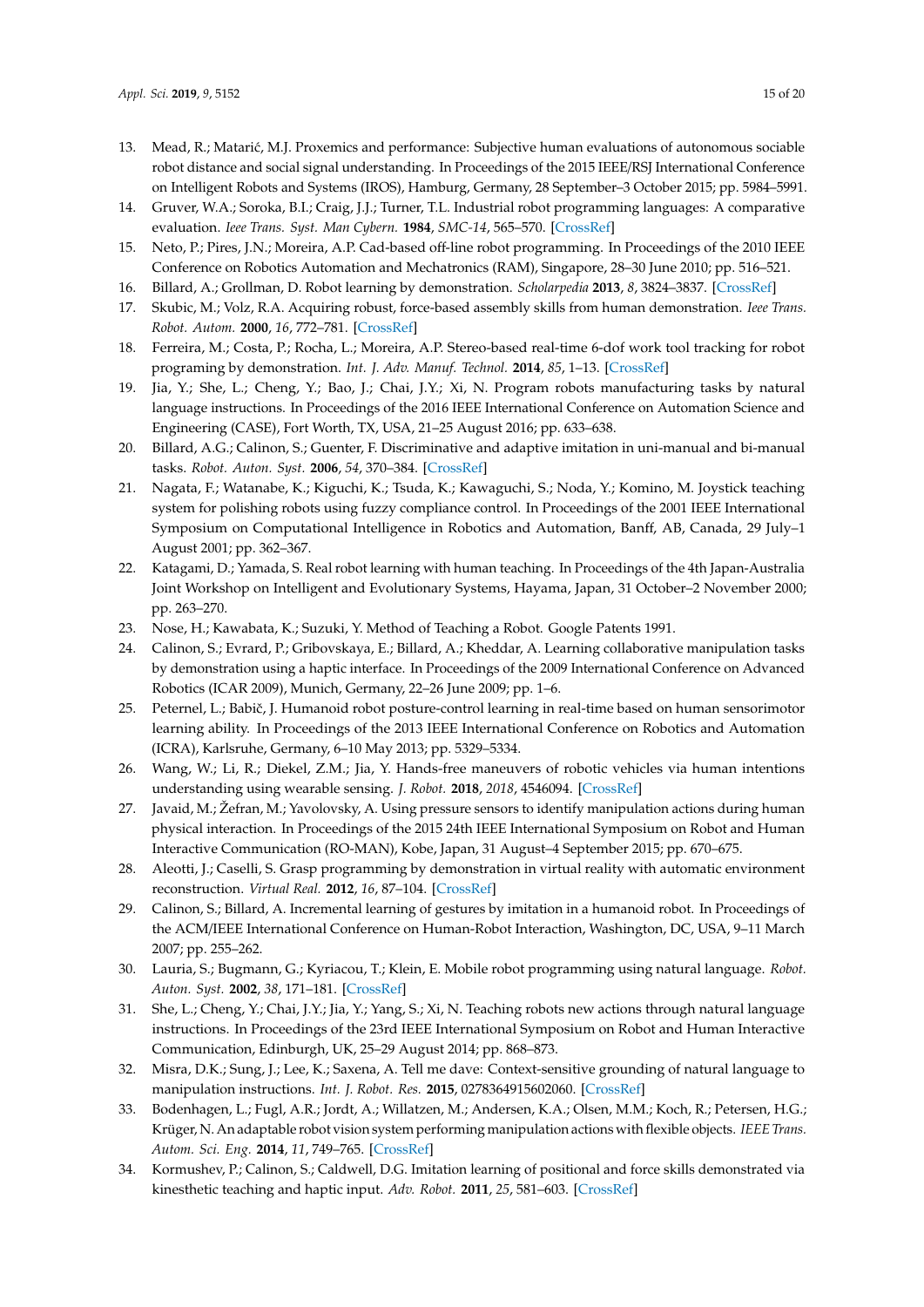13. Mead, R.; Matarić, M.J. Proxemics and performance: Subjective human evaluations of autonomous sociable robot distance and social signal understanding. In Proceedings of the 2015 IEEE/RSJ International Conference on Intelligent Robots and Systems (IROS), Hamburg, Germany, 28 September–3 October 2015; pp. 5984–5991.
14. Gruver, W.A.; Soroka, B.I.; Craig, J.J.; Turner, T.L. Industrial robot programming languages: A comparative evaluation. *Ieee Trans. Syst. Man Cybern.* **1984**, *SMC-14*, 565–570. [CrossRef]
15. Neto, P.; Pires, J.N.; Moreira, A.P. Cad-based off-line robot programming. In Proceedings of the 2010 IEEE Conference on Robotics Automation and Mechatronics (RAM), Singapore, 28–30 June 2010; pp. 516–521.
16. Billard, A.; Grollman, D. Robot learning by demonstration. *Scholarpedia* **2013**, *8*, 3824–3837. [CrossRef]
17. Skubic, M.; Volz, R.A. Acquiring robust, force-based assembly skills from human demonstration. *Ieee Trans. Robot. Autom.* **2000**, *16*, 772–781. [CrossRef]
18. Ferreira, M.; Costa, P.; Rocha, L.; Moreira, A.P. Stereo-based real-time 6-dof work tool tracking for robot programing by demonstration. *Int. J. Adv. Manuf. Technol.* **2014**, *85*, 1–13. [CrossRef]
19. Jia, Y.; She, L.; Cheng, Y.; Bao, J.; Chai, J.Y.; Xi, N. Program robots manufacturing tasks by natural language instructions. In Proceedings of the 2016 IEEE International Conference on Automation Science and Engineering (CASE), Fort Worth, TX, USA, 21–25 August 2016; pp. 633–638.
20. Billard, A.G.; Calinon, S.; Guenter, F. Discriminative and adaptive imitation in uni-manual and bi-manual tasks. *Robot. Auton. Syst.* **2006**, *54*, 370–384. [CrossRef]
21. Nagata, F.; Watanabe, K.; Kiguchi, K.; Tsuda, K.; Kawaguchi, S.; Noda, Y.; Komino, M. Joystick teaching system for polishing robots using fuzzy compliance control. In Proceedings of the 2001 IEEE International Symposium on Computational Intelligence in Robotics and Automation, Banff, AB, Canada, 29 July–1 August 2001; pp. 362–367.
22. Katagami, D.; Yamada, S. Real robot learning with human teaching. In Proceedings of the 4th Japan-Australia Joint Workshop on Intelligent and Evolutionary Systems, Hayama, Japan, 31 October–2 November 2000; pp. 263–270.
23. Nose, H.; Kawabata, K.; Suzuki, Y. Method of Teaching a Robot. Google Patents 1991.
24. Calinon, S.; Evrard, P.; Gribovskaya, E.; Billard, A.; Kheddar, A. Learning collaborative manipulation tasks by demonstration using a haptic interface. In Proceedings of the 2009 International Conference on Advanced Robotics (ICAR 2009), Munich, Germany, 22–26 June 2009; pp. 1–6.
25. Peternel, L.; Babič, J. Humanoid robot posture-control learning in real-time based on human sensorimotor learning ability. In Proceedings of the 2013 IEEE International Conference on Robotics and Automation (ICRA), Karlsruhe, Germany, 6–10 May 2013; pp. 5329–5334.
26. Wang, W.; Li, R.; Diekel, Z.M.; Jia, Y. Hands-free maneuvers of robotic vehicles via human intentions understanding using wearable sensing. *J. Robot.* **2018**, *2018*, 4546094. [CrossRef]
27. Javaid, M.; Žefran, M.; Yavolovsky, A. Using pressure sensors to identify manipulation actions during human physical interaction. In Proceedings of the 2015 24th IEEE International Symposium on Robot and Human Interactive Communication (RO-MAN), Kobe, Japan, 31 August–4 September 2015; pp. 670–675.
28. Aleotti, J.; Caselli, S. Grasp programming by demonstration in virtual reality with automatic environment reconstruction. *Virtual Real.* **2012**, *16*, 87–104. [CrossRef]
29. Calinon, S.; Billard, A. Incremental learning of gestures by imitation in a humanoid robot. In Proceedings of the ACM/IEEE International Conference on Human-Robot Interaction, Washington, DC, USA, 9–11 March 2007; pp. 255–262.
30. Lauria, S.; Bugmann, G.; Kyriacou, T.; Klein, E. Mobile robot programming using natural language. *Robot. Auton. Syst.* **2002**, *38*, 171–181. [CrossRef]
31. She, L.; Cheng, Y.; Chai, J.Y.; Jia, Y.; Yang, S.; Xi, N. Teaching robots new actions through natural language instructions. In Proceedings of the 23rd IEEE International Symposium on Robot and Human Interactive Communication, Edinburgh, UK, 25–29 August 2014; pp. 868–873.
32. Misra, D.K.; Sung, J.; Lee, K.; Saxena, A. Tell me dave: Context-sensitive grounding of natural language to manipulation instructions. *Int. J. Robot. Res.* **2015**, 0278364915602060. [CrossRef]
33. Bodenhagen, L.; Fugl, A.R.; Jordt, A.; Willatzen, M.; Andersen, K.A.; Olsen, M.M.; Koch, R.; Petersen, H.G.; Krüger, N. An adaptable robot vision system performing manipulation actions with flexible objects. *IEEE Trans. Autom. Sci. Eng.* **2014**, *11*, 749–765. [CrossRef]
34. Kormushev, P.; Calinon, S.; Caldwell, D.G. Imitation learning of positional and force skills demonstrated via kinesthetic teaching and haptic input. *Adv. Robot.* **2011**, *25*, 581–603. [CrossRef]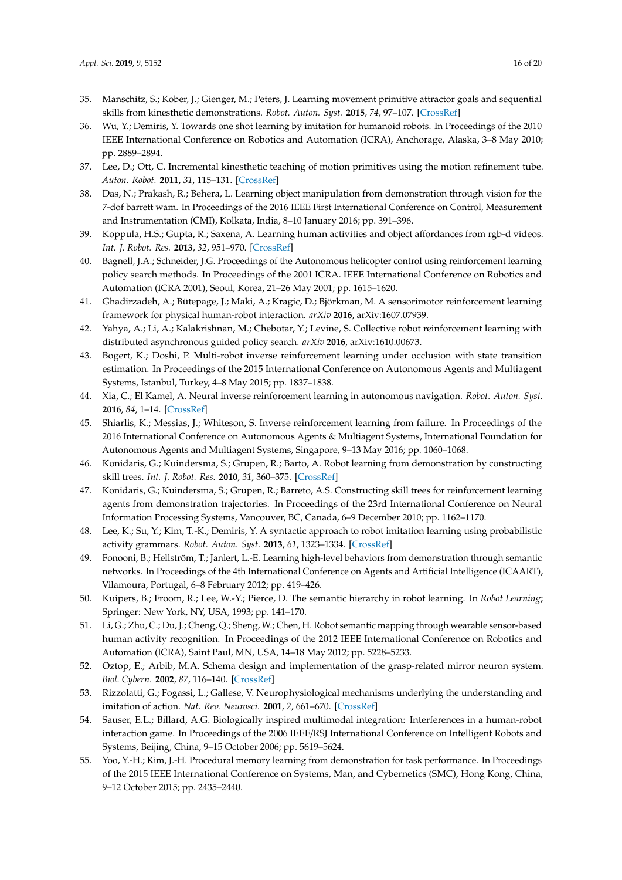35. Manschitz, S.; Kober, J.; Gienger, M.; Peters, J. Learning movement primitive attractor goals and sequential skills from kinesthetic demonstrations. *Robot. Auton. Syst.* **2015**, *74*, 97–107. [CrossRef]
36. Wu, Y.; Demiris, Y. Towards one shot learning by imitation for humanoid robots. In Proceedings of the 2010 IEEE International Conference on Robotics and Automation (ICRA), Anchorage, Alaska, 3–8 May 2010; pp. 2889–2894.
37. Lee, D.; Ott, C. Incremental kinesthetic teaching of motion primitives using the motion refinement tube. *Auton. Robot.* **2011**, *31*, 115–131. [CrossRef]
38. Das, N.; Prakash, R.; Behera, L. Learning object manipulation from demonstration through vision for the 7-dof barrett wam. In Proceedings of the 2016 IEEE First International Conference on Control, Measurement and Instrumentation (CMI), Kolkata, India, 8–10 January 2016; pp. 391–396.
39. Koppula, H.S.; Gupta, R.; Saxena, A. Learning human activities and object affordances from rgb-d videos. *Int. J. Robot. Res.* **2013**, *32*, 951–970. [CrossRef]
40. Bagnell, J.A.; Schneider, J.G. Proceedings of the Autonomous helicopter control using reinforcement learning policy search methods. In Proceedings of the 2001 ICRA. IEEE International Conference on Robotics and Automation (ICRA 2001), Seoul, Korea, 21–26 May 2001; pp. 1615–1620.
41. Ghadirzadeh, A.; Bütepage, J.; Maki, A.; Kragic, D.; Björkman, M. A sensorimotor reinforcement learning framework for physical human-robot interaction. *arXiv* **2016**, arXiv:1607.07939.
42. Yahya, A.; Li, A.; Kalakrishnan, M.; Chebotar, Y.; Levine, S. Collective robot reinforcement learning with distributed asynchronous guided policy search. *arXiv* **2016**, arXiv:1610.00673.
43. Bogert, K.; Doshi, P. Multi-robot inverse reinforcement learning under occlusion with state transition estimation. In Proceedings of the 2015 International Conference on Autonomous Agents and Multiagent Systems, Istanbul, Turkey, 4–8 May 2015; pp. 1837–1838.
44. Xia, C.; El Kamel, A. Neural inverse reinforcement learning in autonomous navigation. *Robot. Auton. Syst.* **2016**, *84*, 1–14. [CrossRef]
45. Shiarlis, K.; Messias, J.; Whiteson, S. Inverse reinforcement learning from failure. In Proceedings of the 2016 International Conference on Autonomous Agents & Multiagent Systems, International Foundation for Autonomous Agents and Multiagent Systems, Singapore, 9–13 May 2016; pp. 1060–1068.
46. Konidaris, G.; Kuindersma, S.; Grupen, R.; Barto, A. Robot learning from demonstration by constructing skill trees. *Int. J. Robot. Res.* **2010**, *31*, 360–375. [CrossRef]
47. Konidaris, G.; Kuindersma, S.; Grupen, R.; Barreto, A.S. Constructing skill trees for reinforcement learning agents from demonstration trajectories. In Proceedings of the 23rd International Conference on Neural Information Processing Systems, Vancouver, BC, Canada, 6–9 December 2010; pp. 1162–1170.
48. Lee, K.; Su, Y.; Kim, T.-K.; Demiris, Y. A syntactic approach to robot imitation learning using probabilistic activity grammars. *Robot. Auton. Syst.* **2013**, *61*, 1323–1334. [CrossRef]
49. Fonooni, B.; Hellström, T.; Janlert, L.-E. Learning high-level behaviors from demonstration through semantic networks. In Proceedings of the 4th International Conference on Agents and Artificial Intelligence (ICAART), Vilamoura, Portugal, 6–8 February 2012; pp. 419–426.
50. Kuipers, B.; Froom, R.; Lee, W.-Y.; Pierce, D. The semantic hierarchy in robot learning. In *Robot Learning*; Springer: New York, NY, USA, 1993; pp. 141–170.
51. Li, G.; Zhu, C.; Du, J.; Cheng, Q.; Sheng, W.; Chen, H. Robot semantic mapping through wearable sensor-based human activity recognition. In Proceedings of the 2012 IEEE International Conference on Robotics and Automation (ICRA), Saint Paul, MN, USA, 14–18 May 2012; pp. 5228–5233.
52. Oztop, E.; Arbib, M.A. Schema design and implementation of the grasp-related mirror neuron system. *Biol. Cybern.* **2002**, *87*, 116–140. [CrossRef]
53. Rizzolatti, G.; Fogassi, L.; Gallese, V. Neurophysiological mechanisms underlying the understanding and imitation of action. *Nat. Rev. Neurosci.* **2001**, *2*, 661–670. [CrossRef]
54. Sauser, E.L.; Billard, A.G. Biologically inspired multimodal integration: Interferences in a human-robot interaction game. In Proceedings of the 2006 IEEE/RSJ International Conference on Intelligent Robots and Systems, Beijing, China, 9–15 October 2006; pp. 5619–5624.
55. Yoo, Y.-H.; Kim, J.-H. Procedural memory learning from demonstration for task performance. In Proceedings of the 2015 IEEE International Conference on Systems, Man, and Cybernetics (SMC), Hong Kong, China, 9–12 October 2015; pp. 2435–2440.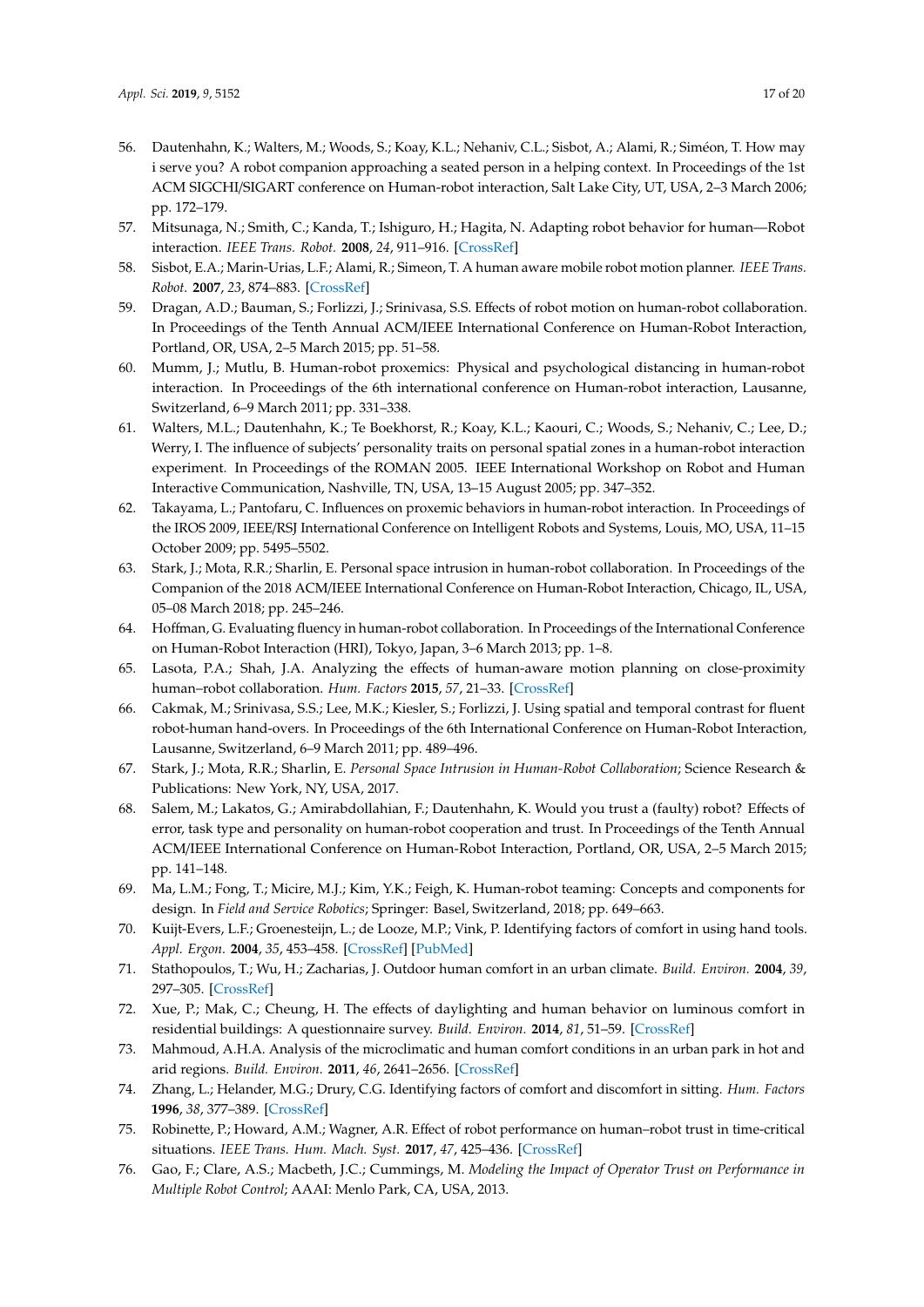56. Dautenhahn, K.; Walters, M.; Woods, S.; Koay, K.L.; Nehaniv, C.L.; Sisbot, A.; Alami, R.; Siméon, T. How may i serve you? A robot companion approaching a seated person in a helping context. In Proceedings of the 1st ACM SIGCHI/SIGART conference on Human-robot interaction, Salt Lake City, UT, USA, 2–3 March 2006; pp. 172–179.
57. Mitsunaga, N.; Smith, C.; Kanda, T.; Ishiguro, H.; Hagita, N. Adapting robot behavior for human—Robot interaction. *IEEE Trans. Robot.* **2008**, *24*, 911–916. [CrossRef]
58. Sisbot, E.A.; Marin-Urias, L.F.; Alami, R.; Simeon, T. A human aware mobile robot motion planner. *IEEE Trans. Robot.* **2007**, *23*, 874–883. [CrossRef]
59. Dragan, A.D.; Bauman, S.; Forlizzi, J.; Srinivasa, S.S. Effects of robot motion on human-robot collaboration. In Proceedings of the Tenth Annual ACM/IEEE International Conference on Human-Robot Interaction, Portland, OR, USA, 2–5 March 2015; pp. 51–58.
60. Mumm, J.; Mutlu, B. Human-robot proxemics: Physical and psychological distancing in human-robot interaction. In Proceedings of the 6th international conference on Human-robot interaction, Lausanne, Switzerland, 6–9 March 2011; pp. 331–338.
61. Walters, M.L.; Dautenhahn, K.; Te Boekhorst, R.; Koay, K.L.; Kaouri, C.; Woods, S.; Nehaniv, C.; Lee, D.; Werry, I. The influence of subjects' personality traits on personal spatial zones in a human-robot interaction experiment. In Proceedings of the ROMAN 2005. IEEE International Workshop on Robot and Human Interactive Communication, Nashville, TN, USA, 13–15 August 2005; pp. 347–352.
62. Takayama, L.; Pantofaru, C. Influences on proxemic behaviors in human-robot interaction. In Proceedings of the IROS 2009, IEEE/RSJ International Conference on Intelligent Robots and Systems, Louis, MO, USA, 11–15 October 2009; pp. 5495–5502.
63. Stark, J.; Mota, R.R.; Sharlin, E. Personal space intrusion in human-robot collaboration. In Proceedings of the Companion of the 2018 ACM/IEEE International Conference on Human-Robot Interaction, Chicago, IL, USA, 05–08 March 2018; pp. 245–246.
64. Hoffman, G. Evaluating fluency in human-robot collaboration. In Proceedings of the International Conference on Human-Robot Interaction (HRI), Tokyo, Japan, 3–6 March 2013; pp. 1–8.
65. Lasota, P.A.; Shah, J.A. Analyzing the effects of human-aware motion planning on close-proximity human–robot collaboration. *Hum. Factors* **2015**, *57*, 21–33. [CrossRef]
66. Cakmak, M.; Srinivasa, S.S.; Lee, M.K.; Kiesler, S.; Forlizzi, J. Using spatial and temporal contrast for fluent robot-human hand-overs. In Proceedings of the 6th International Conference on Human-Robot Interaction, Lausanne, Switzerland, 6–9 March 2011; pp. 489–496.
67. Stark, J.; Mota, R.R.; Sharlin, E. *Personal Space Intrusion in Human-Robot Collaboration*; Science Research & Publications: New York, NY, USA, 2017.
68. Salem, M.; Lakatos, G.; Amirabdollahian, F.; Dautenhahn, K. Would you trust a (faulty) robot? Effects of error, task type and personality on human-robot cooperation and trust. In Proceedings of the Tenth Annual ACM/IEEE International Conference on Human-Robot Interaction, Portland, OR, USA, 2–5 March 2015; pp. 141–148.
69. Ma, L.M.; Fong, T.; Micire, M.J.; Kim, Y.K.; Feigh, K. Human-robot teaming: Concepts and components for design. In *Field and Service Robotics*; Springer: Basel, Switzerland, 2018; pp. 649–663.
70. Kuijt-Evers, L.F.; Groenesteijn, L.; de Looze, M.P.; Vink, P. Identifying factors of comfort in using hand tools. *Appl. Ergon.* **2004**, *35*, 453–458. [CrossRef] [PubMed]
71. Stathopoulos, T.; Wu, H.; Zacharias, J. Outdoor human comfort in an urban climate. *Build. Environ.* **2004**, *39*, 297–305. [CrossRef]
72. Xue, P.; Mak, C.; Cheung, H. The effects of daylighting and human behavior on luminous comfort in residential buildings: A questionnaire survey. *Build. Environ.* **2014**, *81*, 51–59. [CrossRef]
73. Mahmoud, A.H.A. Analysis of the microclimatic and human comfort conditions in an urban park in hot and arid regions. *Build. Environ.* **2011**, *46*, 2641–2656. [CrossRef]
74. Zhang, L.; Helander, M.G.; Drury, C.G. Identifying factors of comfort and discomfort in sitting. *Hum. Factors* **1996**, *38*, 377–389. [CrossRef]
75. Robinette, P.; Howard, A.M.; Wagner, A.R. Effect of robot performance on human–robot trust in time-critical situations. *IEEE Trans. Hum. Mach. Syst.* **2017**, *47*, 425–436. [CrossRef]
76. Gao, F.; Clare, A.S.; Macbeth, J.C.; Cummings, M. *Modeling the Impact of Operator Trust on Performance in Multiple Robot Control*; AAAI: Menlo Park, CA, USA, 2013.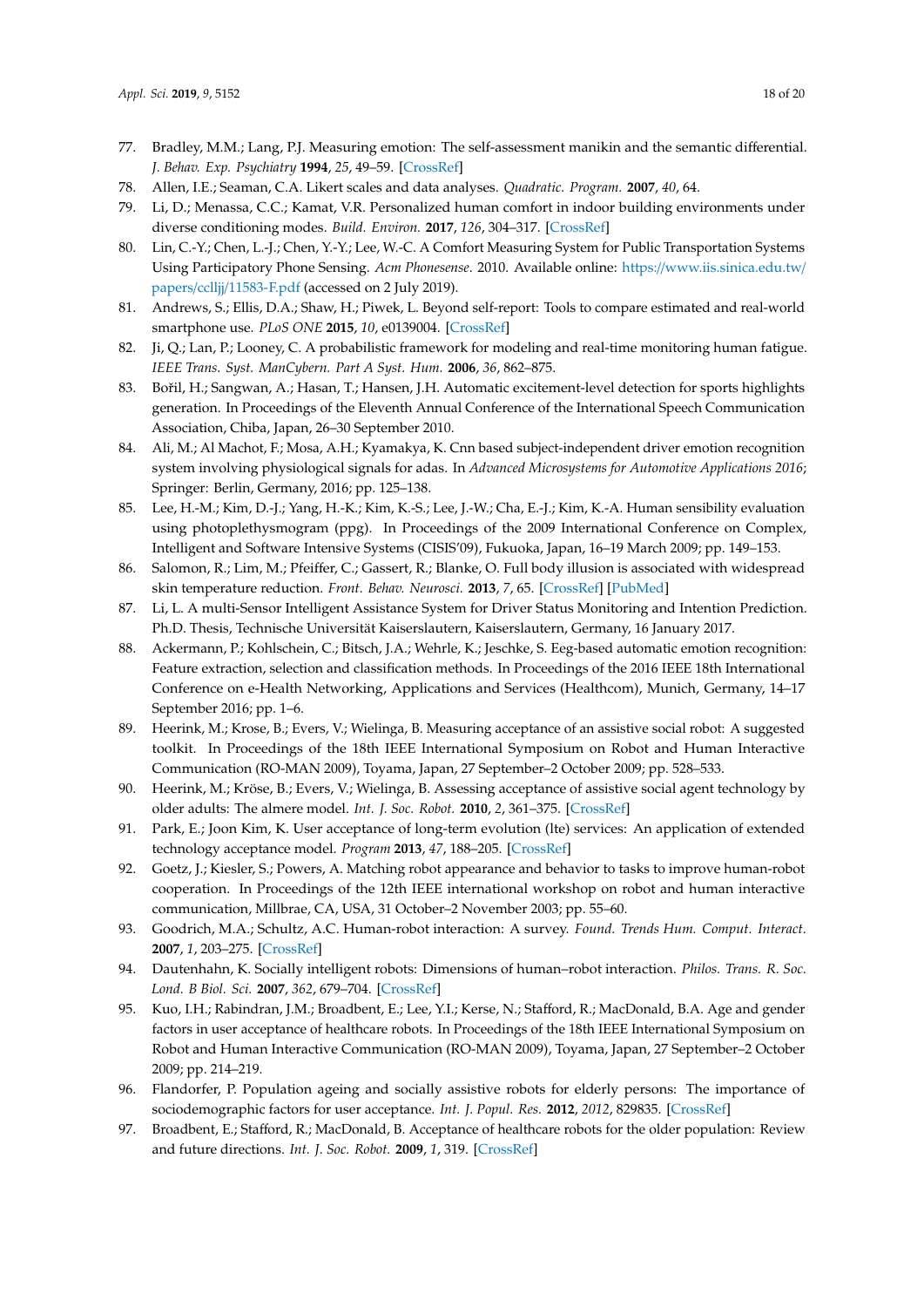77. Bradley, M.M.; Lang, P.J. Measuring emotion: The self-assessment manikin and the semantic differential. *J. Behav. Exp. Psychiatry* **1994**, *25*, 49–59. [CrossRef]
78. Allen, I.E.; Seaman, C.A. Likert scales and data analyses. *Quadratic. Program.* **2007**, *40*, 64.
79. Li, D.; Menassa, C.C.; Kamat, V.R. Personalized human comfort in indoor building environments under diverse conditioning modes. *Build. Environ.* **2017**, *126*, 304–317. [CrossRef]
80. Lin, C.-Y.; Chen, L.-J.; Chen, Y.-Y.; Lee, W.-C. A Comfort Measuring System for Public Transportation Systems Using Participatory Phone Sensing. *Acm Phonesense*. 2010. Available online: https://www.iis.sinica.edu.tw/papers/cclljj/11583-F.pdf (accessed on 2 July 2019).
81. Andrews, S.; Ellis, D.A.; Shaw, H.; Piwek, L. Beyond self-report: Tools to compare estimated and real-world smartphone use. *PLoS ONE* **2015**, *10*, e0139004. [CrossRef]
82. Ji, Q.; Lan, P.; Looney, C. A probabilistic framework for modeling and real-time monitoring human fatigue. *IEEE Trans. Syst. ManCybern. Part A Syst. Hum.* **2006**, *36*, 862–875.
83. Bořil, H.; Sangwan, A.; Hasan, T.; Hansen, J.H. Automatic excitement-level detection for sports highlights generation. In Proceedings of the Eleventh Annual Conference of the International Speech Communication Association, Chiba, Japan, 26–30 September 2010.
84. Ali, M.; Al Machot, F.; Mosa, A.H.; Kyamakya, K. Cnn based subject-independent driver emotion recognition system involving physiological signals for adas. In *Advanced Microsystems for Automotive Applications 2016*; Springer: Berlin, Germany, 2016; pp. 125–138.
85. Lee, H.-M.; Kim, D.-J.; Yang, H.-K.; Kim, K.-S.; Lee, J.-W.; Cha, E.-J.; Kim, K.-A. Human sensibility evaluation using photoplethysmogram (ppg). In Proceedings of the 2009 International Conference on Complex, Intelligent and Software Intensive Systems (CISIS'09), Fukuoka, Japan, 16–19 March 2009; pp. 149–153.
86. Salomon, R.; Lim, M.; Pfeiffer, C.; Gassert, R.; Blanke, O. Full body illusion is associated with widespread skin temperature reduction. *Front. Behav. Neurosci.* **2013**, *7*, 65. [CrossRef] [PubMed]
87. Li, L. A multi-Sensor Intelligent Assistance System for Driver Status Monitoring and Intention Prediction. Ph.D. Thesis, Technische Universität Kaiserslautern, Kaiserslautern, Germany, 16 January 2017.
88. Ackermann, P.; Kohlschein, C.; Bitsch, J.A.; Wehrle, K.; Jeschke, S. Eeg-based automatic emotion recognition: Feature extraction, selection and classification methods. In Proceedings of the 2016 IEEE 18th International Conference on e-Health Networking, Applications and Services (Healthcom), Munich, Germany, 14–17 September 2016; pp. 1–6.
89. Heerink, M.; Krose, B.; Evers, V.; Wielinga, B. Measuring acceptance of an assistive social robot: A suggested toolkit. In Proceedings of the 18th IEEE International Symposium on Robot and Human Interactive Communication (RO-MAN 2009), Toyama, Japan, 27 September–2 October 2009; pp. 528–533.
90. Heerink, M.; Kröse, B.; Evers, V.; Wielinga, B. Assessing acceptance of assistive social agent technology by older adults: The almere model. *Int. J. Soc. Robot.* **2010**, *2*, 361–375. [CrossRef]
91. Park, E.; Joon Kim, K. User acceptance of long-term evolution (lte) services: An application of extended technology acceptance model. *Program* **2013**, *47*, 188–205. [CrossRef]
92. Goetz, J.; Kiesler, S.; Powers, A. Matching robot appearance and behavior to tasks to improve human-robot cooperation. In Proceedings of the 12th IEEE international workshop on robot and human interactive communication, Millbrae, CA, USA, 31 October–2 November 2003; pp. 55–60.
93. Goodrich, M.A.; Schultz, A.C. Human-robot interaction: A survey. *Found. Trends Hum. Comput. Interact.* **2007**, *1*, 203–275. [CrossRef]
94. Dautenhahn, K. Socially intelligent robots: Dimensions of human–robot interaction. *Philos. Trans. R. Soc. Lond. B Biol. Sci.* **2007**, *362*, 679–704. [CrossRef]
95. Kuo, I.H.; Rabindran, J.M.; Broadbent, E.; Lee, Y.I.; Kerse, N.; Stafford, R.; MacDonald, B.A. Age and gender factors in user acceptance of healthcare robots. In Proceedings of the 18th IEEE International Symposium on Robot and Human Interactive Communication (RO-MAN 2009), Toyama, Japan, 27 September–2 October 2009; pp. 214–219.
96. Flandorfer, P. Population ageing and socially assistive robots for elderly persons: The importance of sociodemographic factors for user acceptance. *Int. J. Popul. Res.* **2012**, *2012*, 829835. [CrossRef]
97. Broadbent, E.; Stafford, R.; MacDonald, B. Acceptance of healthcare robots for the older population: Review and future directions. *Int. J. Soc. Robot.* **2009**, *1*, 319. [CrossRef]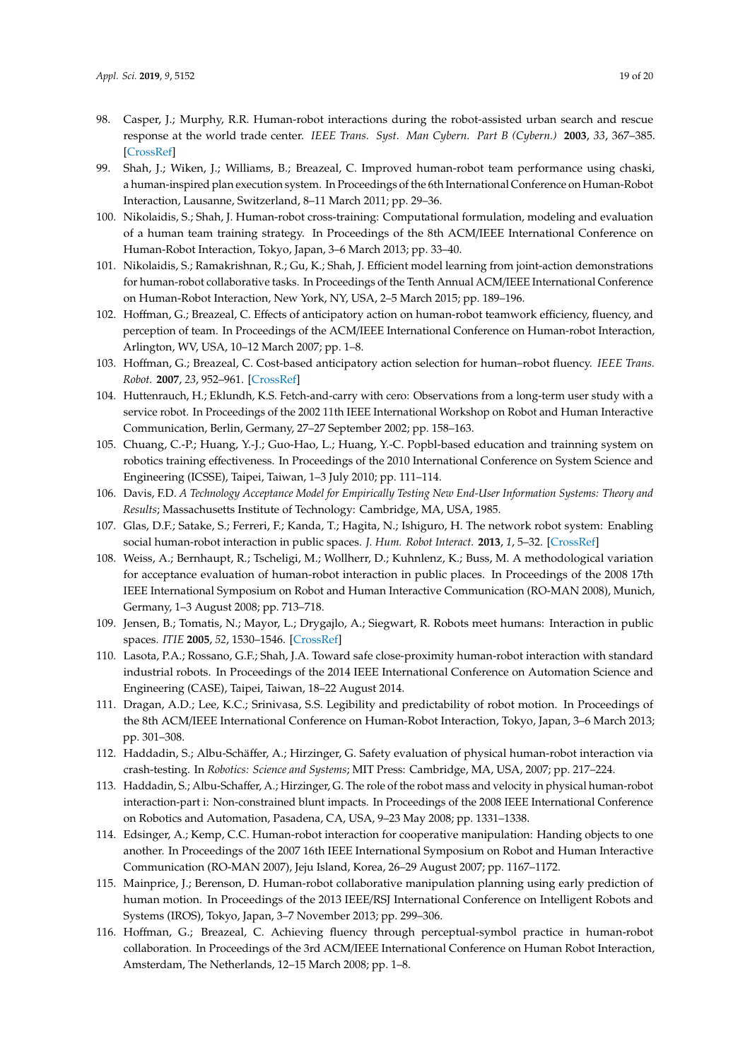98. Casper, J.; Murphy, R.R. Human-robot interactions during the robot-assisted urban search and rescue response at the world trade center. *IEEE Trans. Syst. Man Cybern. Part B (Cybern.)* **2003**, *33*, 367–385. [CrossRef]
99. Shah, J.; Wiken, J.; Williams, B.; Breazeal, C. Improved human-robot team performance using chaski, a human-inspired plan execution system. In Proceedings of the 6th International Conference on Human-Robot Interaction, Lausanne, Switzerland, 8–11 March 2011; pp. 29–36.
100. Nikolaidis, S.; Shah, J. Human-robot cross-training: Computational formulation, modeling and evaluation of a human team training strategy. In Proceedings of the 8th ACM/IEEE International Conference on Human-Robot Interaction, Tokyo, Japan, 3–6 March 2013; pp. 33–40.
101. Nikolaidis, S.; Ramakrishnan, R.; Gu, K.; Shah, J. Efficient model learning from joint-action demonstrations for human-robot collaborative tasks. In Proceedings of the Tenth Annual ACM/IEEE International Conference on Human-Robot Interaction, New York, NY, USA, 2–5 March 2015; pp. 189–196.
102. Hoffman, G.; Breazeal, C. Effects of anticipatory action on human-robot teamwork efficiency, fluency, and perception of team. In Proceedings of the ACM/IEEE International Conference on Human-robot Interaction, Arlington, WV, USA, 10–12 March 2007; pp. 1–8.
103. Hoffman, G.; Breazeal, C. Cost-based anticipatory action selection for human–robot fluency. *IEEE Trans. Robot.* **2007**, *23*, 952–961. [CrossRef]
104. Huttenrauch, H.; Eklundh, K.S. Fetch-and-carry with cero: Observations from a long-term user study with a service robot. In Proceedings of the 2002 11th IEEE International Workshop on Robot and Human Interactive Communication, Berlin, Germany, 27–27 September 2002; pp. 158–163.
105. Chuang, C.-P.; Huang, Y.-J.; Guo-Hao, L.; Huang, Y.-C. Popbl-based education and trainning system on robotics training effectiveness. In Proceedings of the 2010 International Conference on System Science and Engineering (ICSSE), Taipei, Taiwan, 1–3 July 2010; pp. 111–114.
106. Davis, F.D. *A Technology Acceptance Model for Empirically Testing New End-User Information Systems: Theory and Results*; Massachusetts Institute of Technology: Cambridge, MA, USA, 1985.
107. Glas, D.F.; Satake, S.; Ferreri, F.; Kanda, T.; Hagita, N.; Ishiguro, H. The network robot system: Enabling social human-robot interaction in public spaces. *J. Hum. Robot Interact.* **2013**, *1*, 5–32. [CrossRef]
108. Weiss, A.; Bernhaupt, R.; Tscheligi, M.; Wollherr, D.; Kuhnlenz, K.; Buss, M. A methodological variation for acceptance evaluation of human-robot interaction in public places. In Proceedings of the 2008 17th IEEE International Symposium on Robot and Human Interactive Communication (RO-MAN 2008), Munich, Germany, 1–3 August 2008; pp. 713–718.
109. Jensen, B.; Tomatis, N.; Mayor, L.; Drygajlo, A.; Siegwart, R. Robots meet humans: Interaction in public spaces. *ITIE* **2005**, *52*, 1530–1546. [CrossRef]
110. Lasota, P.A.; Rossano, G.F.; Shah, J.A. Toward safe close-proximity human-robot interaction with standard industrial robots. In Proceedings of the 2014 IEEE International Conference on Automation Science and Engineering (CASE), Taipei, Taiwan, 18–22 August 2014.
111. Dragan, A.D.; Lee, K.C.; Srinivasa, S.S. Legibility and predictability of robot motion. In Proceedings of the 8th ACM/IEEE International Conference on Human-Robot Interaction, Tokyo, Japan, 3–6 March 2013; pp. 301–308.
112. Haddadin, S.; Albu-Schäffer, A.; Hirzinger, G. Safety evaluation of physical human-robot interaction via crash-testing. In *Robotics: Science and Systems*; MIT Press: Cambridge, MA, USA, 2007; pp. 217–224.
113. Haddadin, S.; Albu-Schaffer, A.; Hirzinger, G. The role of the robot mass and velocity in physical human-robot interaction-part i: Non-constrained blunt impacts. In Proceedings of the 2008 IEEE International Conference on Robotics and Automation, Pasadena, CA, USA, 9–23 May 2008; pp. 1331–1338.
114. Edsinger, A.; Kemp, C.C. Human-robot interaction for cooperative manipulation: Handing objects to one another. In Proceedings of the 2007 16th IEEE International Symposium on Robot and Human Interactive Communication (RO-MAN 2007), Jeju Island, Korea, 26–29 August 2007; pp. 1167–1172.
115. Mainprice, J.; Berenson, D. Human-robot collaborative manipulation planning using early prediction of human motion. In Proceedings of the 2013 IEEE/RSJ International Conference on Intelligent Robots and Systems (IROS), Tokyo, Japan, 3–7 November 2013; pp. 299–306.
116. Hoffman, G.; Breazeal, C. Achieving fluency through perceptual-symbol practice in human-robot collaboration. In Proceedings of the 3rd ACM/IEEE International Conference on Human Robot Interaction, Amsterdam, The Netherlands, 12–15 March 2008; pp. 1–8.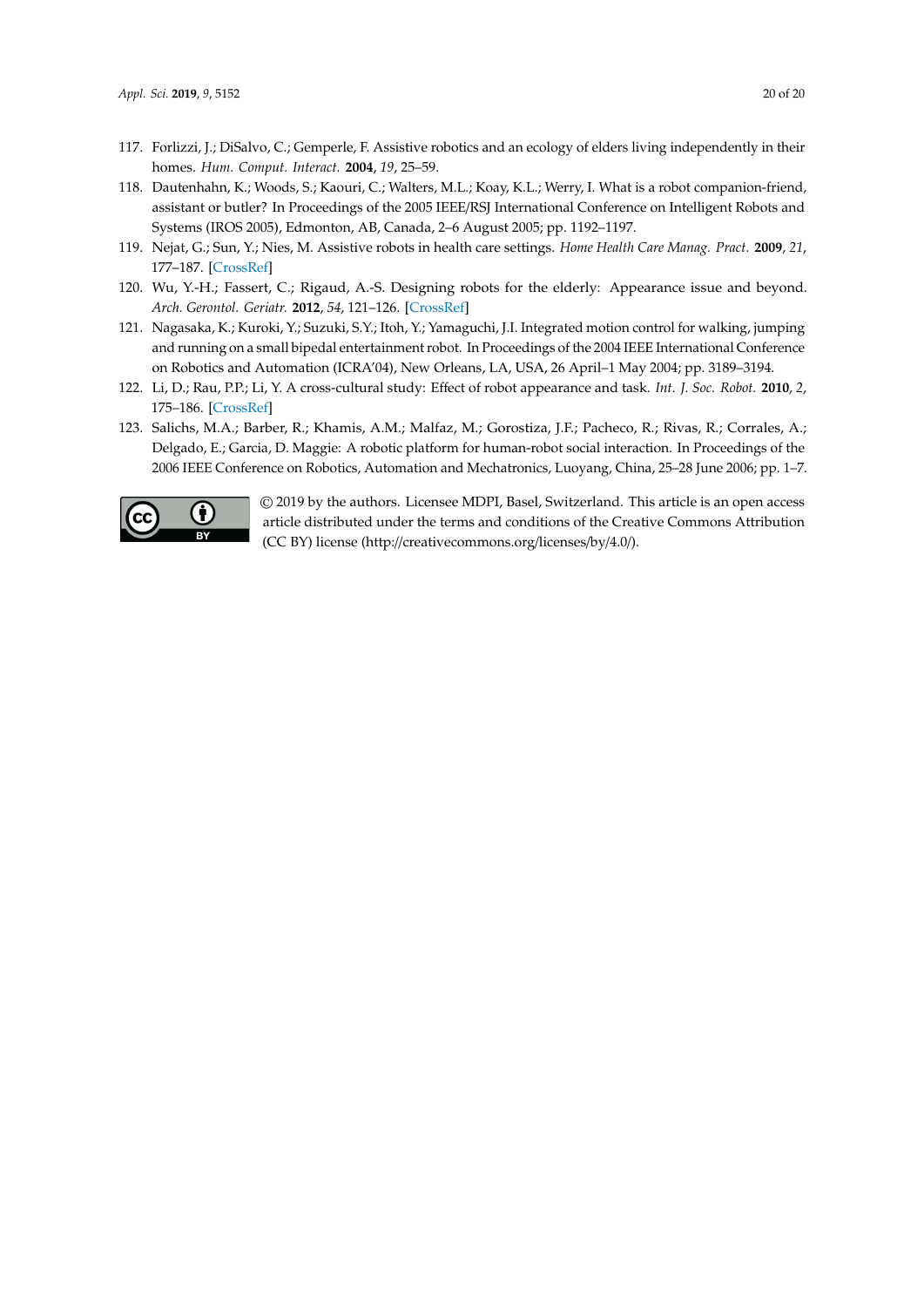117. Forlizzi, J.; DiSalvo, C.; Gemperle, F. Assistive robotics and an ecology of elders living independently in their homes. *Hum. Comput. Interact.* **2004**, *19*, 25–59.
118. Dautenhahn, K.; Woods, S.; Kaouri, C.; Walters, M.L.; Koay, K.L.; Werry, I. What is a robot companion-friend, assistant or butler? In Proceedings of the 2005 IEEE/RSJ International Conference on Intelligent Robots and Systems (IROS 2005), Edmonton, AB, Canada, 2–6 August 2005; pp. 1192–1197.
119. Nejat, G.; Sun, Y.; Nies, M. Assistive robots in health care settings. *Home Health Care Manag. Pract.* **2009**, *21*, 177–187. [CrossRef]
120. Wu, Y.-H.; Fassert, C.; Rigaud, A.-S. Designing robots for the elderly: Appearance issue and beyond. *Arch. Gerontol. Geriatr.* **2012**, *54*, 121–126. [CrossRef]
121. Nagasaka, K.; Kuroki, Y.; Suzuki, S.Y.; Itoh, Y.; Yamaguchi, J.I. Integrated motion control for walking, jumping and running on a small bipedal entertainment robot. In Proceedings of the 2004 IEEE International Conference on Robotics and Automation (ICRA'04), New Orleans, LA, USA, 26 April–1 May 2004; pp. 3189–3194.
122. Li, D.; Rau, P.P.; Li, Y. A cross-cultural study: Effect of robot appearance and task. *Int. J. Soc. Robot.* **2010**, *2*, 175–186. [CrossRef]
123. Salichs, M.A.; Barber, R.; Khamis, A.M.; Malfaz, M.; Gorostiza, J.F.; Pacheco, R.; Rivas, R.; Corrales, A.; Delgado, E.; Garcia, D. Maggie: A robotic platform for human-robot social interaction. In Proceedings of the 2006 IEEE Conference on Robotics, Automation and Mechatronics, Luoyang, China, 25–28 June 2006; pp. 1–7.

© 2019 by the authors. Licensee MDPI, Basel, Switzerland. This article is an open access article distributed under the terms and conditions of the Creative Commons Attribution (CC BY) license (http://creativecommons.org/licenses/by/4.0/).